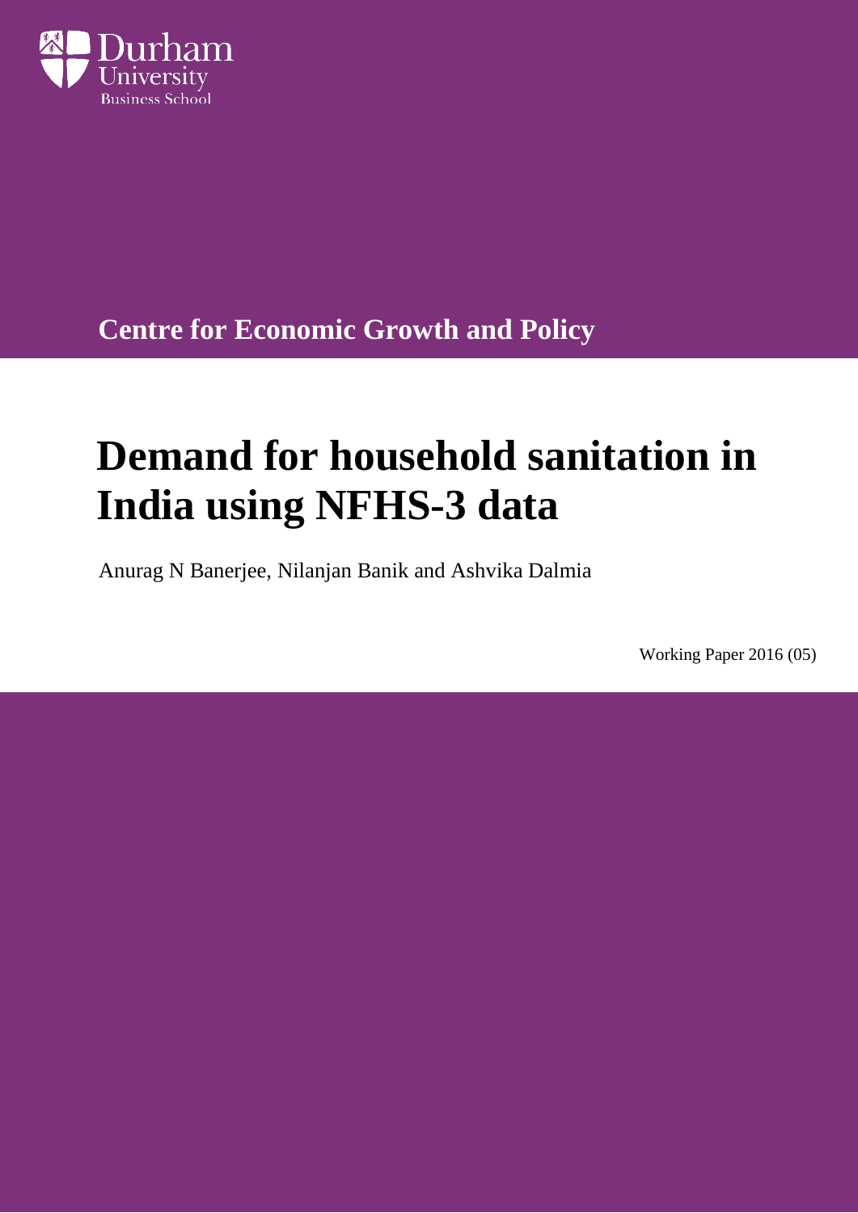Durham University Business School

**Centre for Economic Growth and Policy**

# Demand for household sanitation in India using NFHS-3 data

Anurag N Banerjee, Nilanjan Banik and Ashvika Dalmia

Working Paper 2016 (05)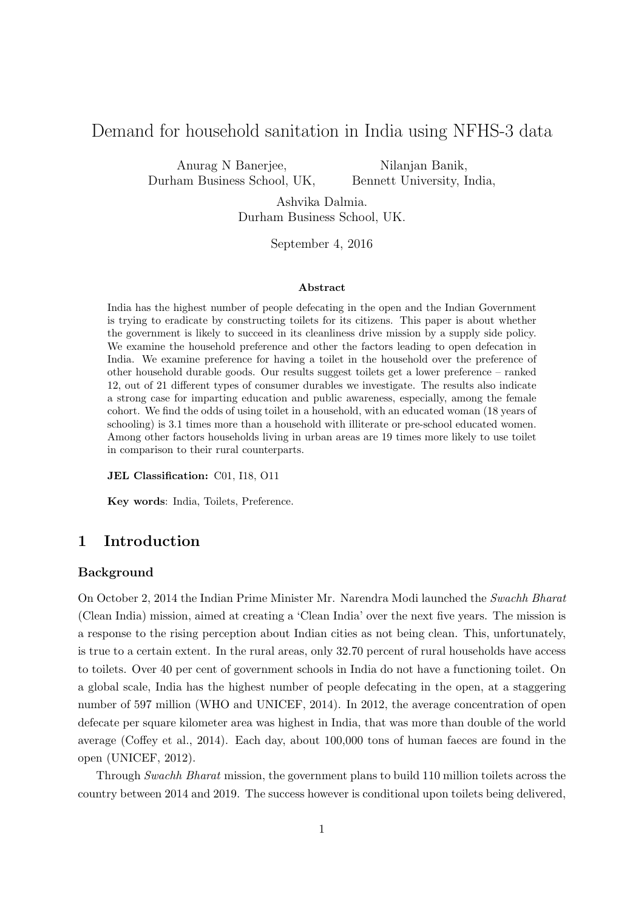# Demand for household sanitation in India using NFHS-3 data

Anurag N Banerjee, Durham Business School, UK,

Nilanjan Banik, Bennett University, India,

Ashvika Dalmia. Durham Business School, UK.

September 4, 2016

### Abstract

India has the highest number of people defecating in the open and the Indian Government is trying to eradicate by constructing toilets for its citizens. This paper is about whether the government is likely to succeed in its cleanliness drive mission by a supply side policy. We examine the household preference and other the factors leading to open defecation in India. We examine preference for having a toilet in the household over the preference of other household durable goods. Our results suggest toilets get a lower preference – ranked 12, out of 21 different types of consumer durables we investigate. The results also indicate a strong case for imparting education and public awareness, especially, among the female cohort. We find the odds of using toilet in a household, with an educated woman (18 years of schooling) is 3.1 times more than a household with illiterate or pre-school educated women. Among other factors households living in urban areas are 19 times more likely to use toilet in comparison to their rural counterparts.

**JEL Classification:** C01, I18, O11

**Key words**: India, Toilets, Preference.

## 1 Introduction

### Background

On October 2, 2014 the Indian Prime Minister Mr. Narendra Modi launched the *Swachh Bharat* (Clean India) mission, aimed at creating a 'Clean India' over the next five years. The mission is a response to the rising perception about Indian cities as not being clean. This, unfortunately, is true to a certain extent. In the rural areas, only 32.70 percent of rural households have access to toilets. Over 40 per cent of government schools in India do not have a functioning toilet. On a global scale, India has the highest number of people defecating in the open, at a staggering number of 597 million (WHO and UNICEF, 2014). In 2012, the average concentration of open defecate per square kilometer area was highest in India, that was more than double of the world average (Coffey et al., 2014). Each day, about 100,000 tons of human faeces are found in the open (UNICEF, 2012).

Through *Swachh Bharat* mission, the government plans to build 110 million toilets across the country between 2014 and 2019. The success however is conditional upon toilets being delivered,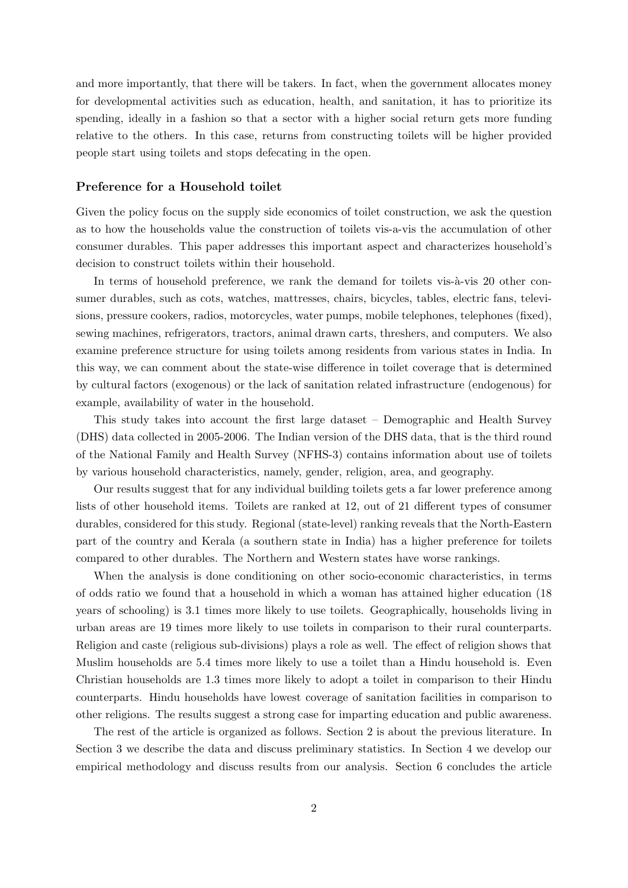and more importantly, that there will be takers. In fact, when the government allocates money for developmental activities such as education, health, and sanitation, it has to prioritize its spending, ideally in a fashion so that a sector with a higher social return gets more funding relative to the others. In this case, returns from constructing toilets will be higher provided people start using toilets and stops defecating in the open.

### Preference for a Household toilet

Given the policy focus on the supply side economics of toilet construction, we ask the question as to how the households value the construction of toilets vis-a-vis the accumulation of other consumer durables. This paper addresses this important aspect and characterizes household's decision to construct toilets within their household.

In terms of household preference, we rank the demand for toilets vis-à-vis 20 other consumer durables, such as cots, watches, mattresses, chairs, bicycles, tables, electric fans, televisions, pressure cookers, radios, motorcycles, water pumps, mobile telephones, telephones (fixed), sewing machines, refrigerators, tractors, animal drawn carts, threshers, and computers. We also examine preference structure for using toilets among residents from various states in India. In this way, we can comment about the state-wise difference in toilet coverage that is determined by cultural factors (exogenous) or the lack of sanitation related infrastructure (endogenous) for example, availability of water in the household.

This study takes into account the first large dataset – Demographic and Health Survey (DHS) data collected in 2005-2006. The Indian version of the DHS data, that is the third round of the National Family and Health Survey (NFHS-3) contains information about use of toilets by various household characteristics, namely, gender, religion, area, and geography.

Our results suggest that for any individual building toilets gets a far lower preference among lists of other household items. Toilets are ranked at 12, out of 21 different types of consumer durables, considered for this study. Regional (state-level) ranking reveals that the North-Eastern part of the country and Kerala (a southern state in India) has a higher preference for toilets compared to other durables. The Northern and Western states have worse rankings.

When the analysis is done conditioning on other socio-economic characteristics, in terms of odds ratio we found that a household in which a woman has attained higher education (18 years of schooling) is 3.1 times more likely to use toilets. Geographically, households living in urban areas are 19 times more likely to use toilets in comparison to their rural counterparts. Religion and caste (religious sub-divisions) plays a role as well. The effect of religion shows that Muslim households are 5.4 times more likely to use a toilet than a Hindu household is. Even Christian households are 1.3 times more likely to adopt a toilet in comparison to their Hindu counterparts. Hindu households have lowest coverage of sanitation facilities in comparison to other religions. The results suggest a strong case for imparting education and public awareness.

The rest of the article is organized as follows. Section 2 is about the previous literature. In Section 3 we describe the data and discuss preliminary statistics. In Section 4 we develop our empirical methodology and discuss results from our analysis. Section 6 concludes the article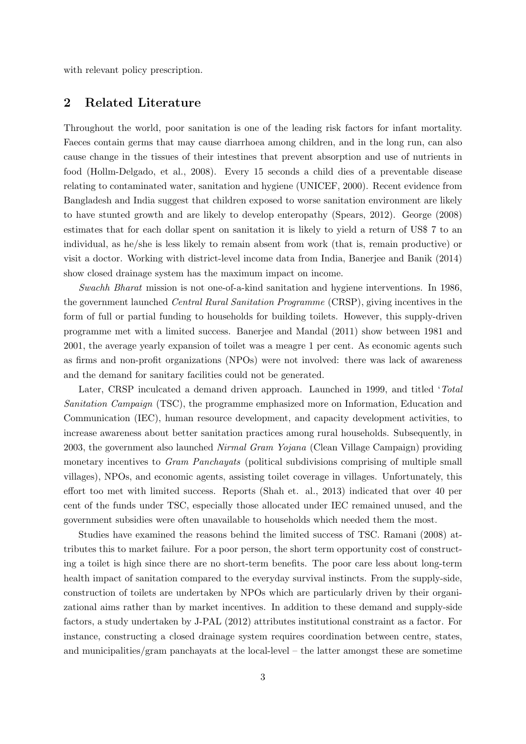with relevant policy prescription.

## 2 Related Literature

Throughout the world, poor sanitation is one of the leading risk factors for infant mortality. Faeces contain germs that may cause diarrhoea among children, and in the long run, can also cause change in the tissues of their intestines that prevent absorption and use of nutrients in food (Hollm-Delgado, et al., 2008). Every 15 seconds a child dies of a preventable disease relating to contaminated water, sanitation and hygiene (UNICEF, 2000). Recent evidence from Bangladesh and India suggest that children exposed to worse sanitation environment are likely to have stunted growth and are likely to develop enteropathy (Spears, 2012). George (2008) estimates that for each dollar spent on sanitation it is likely to yield a return of US$ 7 to an individual, as he/she is less likely to remain absent from work (that is, remain productive) or visit a doctor. Working with district-level income data from India, Banerjee and Banik (2014) show closed drainage system has the maximum impact on income.

*Swachh Bharat* mission is not one-of-a-kind sanitation and hygiene interventions. In 1986, the government launched *Central Rural Sanitation Programme* (CRSP), giving incentives in the form of full or partial funding to households for building toilets. However, this supply-driven programme met with a limited success. Banerjee and Mandal (2011) show between 1981 and 2001, the average yearly expansion of toilet was a meagre 1 per cent. As economic agents such as firms and non-profit organizations (NPOs) were not involved: there was lack of awareness and the demand for sanitary facilities could not be generated.

Later, CRSP inculcated a demand driven approach. Launched in 1999, and titled '*Total Sanitation Campaign* (TSC), the programme emphasized more on Information, Education and Communication (IEC), human resource development, and capacity development activities, to increase awareness about better sanitation practices among rural households. Subsequently, in 2003, the government also launched *Nirmal Gram Yojana* (Clean Village Campaign) providing monetary incentives to *Gram Panchayats* (political subdivisions comprising of multiple small villages), NPOs, and economic agents, assisting toilet coverage in villages. Unfortunately, this effort too met with limited success. Reports (Shah et. al., 2013) indicated that over 40 per cent of the funds under TSC, especially those allocated under IEC remained unused, and the government subsidies were often unavailable to households which needed them the most.

Studies have examined the reasons behind the limited success of TSC. Ramani (2008) attributes this to market failure. For a poor person, the short term opportunity cost of constructing a toilet is high since there are no short-term benefits. The poor care less about long-term health impact of sanitation compared to the everyday survival instincts. From the supply-side, construction of toilets are undertaken by NPOs which are particularly driven by their organizational aims rather than by market incentives. In addition to these demand and supply-side factors, a study undertaken by J-PAL (2012) attributes institutional constraint as a factor. For instance, constructing a closed drainage system requires coordination between centre, states, and municipalities/gram panchayats at the local-level – the latter amongst these are sometime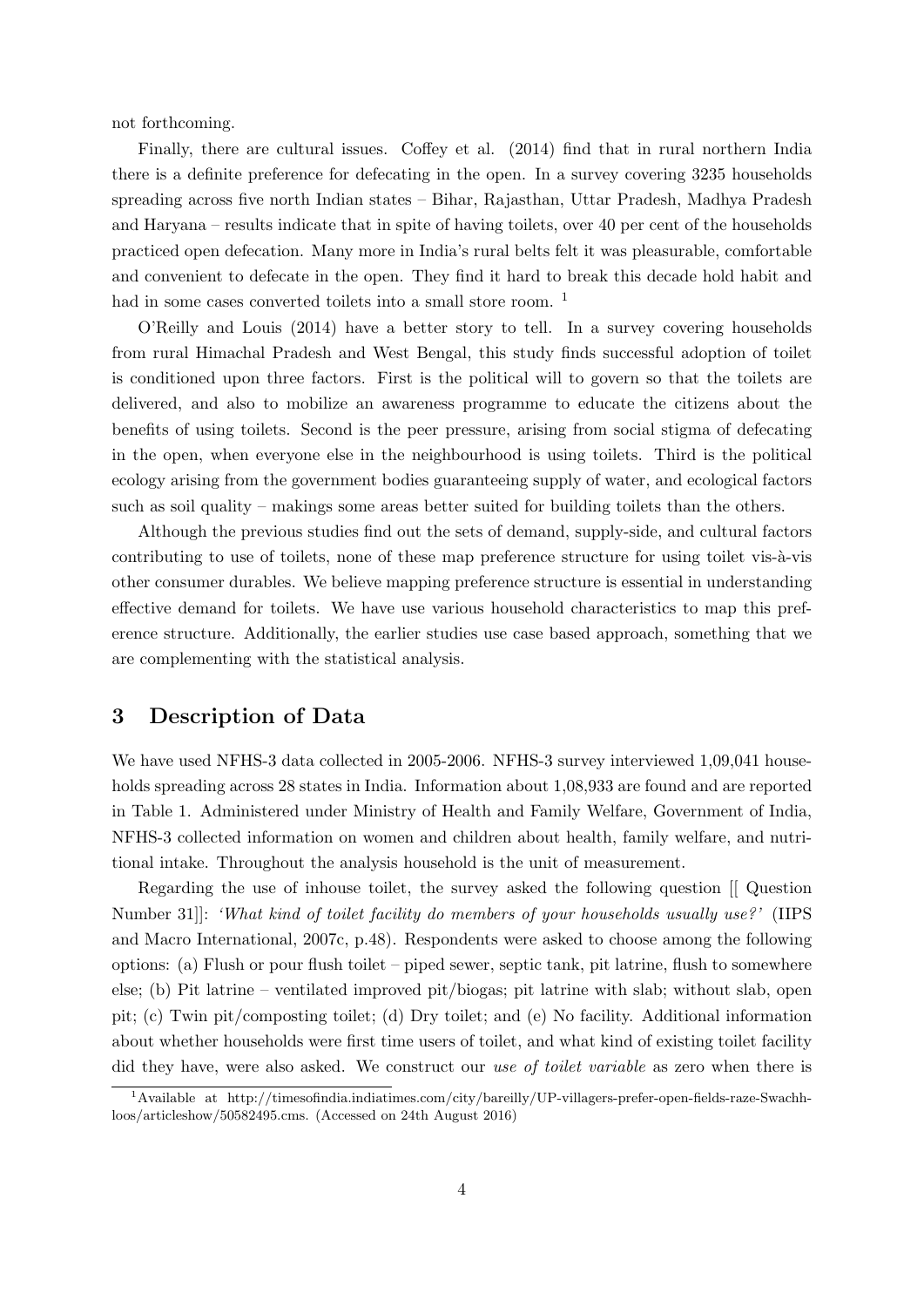not forthcoming.

Finally, there are cultural issues. Coffey et al. (2014) find that in rural northern India there is a definite preference for defecating in the open. In a survey covering 3235 households spreading across five north Indian states – Bihar, Rajasthan, Uttar Pradesh, Madhya Pradesh and Haryana – results indicate that in spite of having toilets, over 40 per cent of the households practiced open defecation. Many more in India's rural belts felt it was pleasurable, comfortable and convenient to defecate in the open. They find it hard to break this decade hold habit and had in some cases converted toilets into a small store room. [1]

O'Reilly and Louis (2014) have a better story to tell. In a survey covering households from rural Himachal Pradesh and West Bengal, this study finds successful adoption of toilet is conditioned upon three factors. First is the political will to govern so that the toilets are delivered, and also to mobilize an awareness programme to educate the citizens about the benefits of using toilets. Second is the peer pressure, arising from social stigma of defecating in the open, when everyone else in the neighbourhood is using toilets. Third is the political ecology arising from the government bodies guaranteeing supply of water, and ecological factors such as soil quality – makings some areas better suited for building toilets than the others.

Although the previous studies find out the sets of demand, supply-side, and cultural factors contributing to use of toilets, none of these map preference structure for using toilet vis-à-vis other consumer durables. We believe mapping preference structure is essential in understanding effective demand for toilets. We have use various household characteristics to map this preference structure. Additionally, the earlier studies use case based approach, something that we are complementing with the statistical analysis.

## 3 Description of Data

We have used NFHS-3 data collected in 2005-2006. NFHS-3 survey interviewed 1,09,041 households spreading across 28 states in India. Information about 1,08,933 are found and are reported in Table 1. Administered under Ministry of Health and Family Welfare, Government of India, NFHS-3 collected information on women and children about health, family welfare, and nutritional intake. Throughout the analysis household is the unit of measurement.

Regarding the use of inhouse toilet, the survey asked the following question [[ Question Number 31]]: *'What kind of toilet facility do members of your households usually use?'* (IIPS and Macro International, 2007c, p.48). Respondents were asked to choose among the following options: (a) Flush or pour flush toilet – piped sewer, septic tank, pit latrine, flush to somewhere else; (b) Pit latrine – ventilated improved pit/biogas; pit latrine with slab; without slab, open pit; (c) Twin pit/composting toilet; (d) Dry toilet; and (e) No facility. Additional information about whether households were first time users of toilet, and what kind of existing toilet facility did they have, were also asked. We construct our *use of toilet variable* as zero when there is

[1] Available at http://timesofindia.indiatimes.com/city/bareilly/UP-villagers-prefer-open-fields-raze-Swachh-loos/articleshow/50582495.cms. (Accessed on 24th August 2016)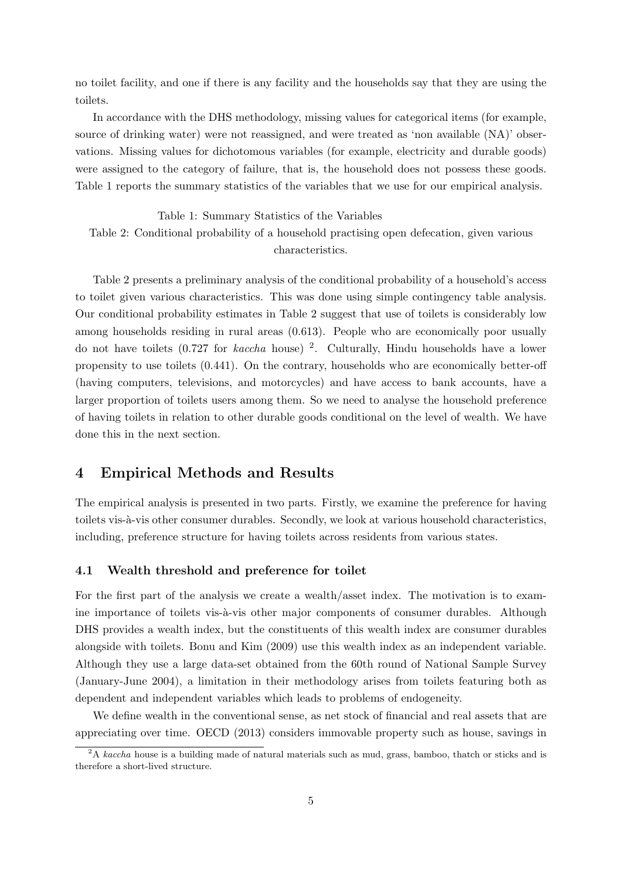no toilet facility, and one if there is any facility and the households say that they are using the toilets.

In accordance with the DHS methodology, missing values for categorical items (for example, source of drinking water) were not reassigned, and were treated as 'non available (NA)' observations. Missing values for dichotomous variables (for example, electricity and durable goods) were assigned to the category of failure, that is, the household does not possess these goods. Table 1 reports the summary statistics of the variables that we use for our empirical analysis.

Table 1: Summary Statistics of the Variables

Table 2: Conditional probability of a household practising open defecation, given various characteristics.

Table 2 presents a preliminary analysis of the conditional probability of a household's access to toilet given various characteristics. This was done using simple contingency table analysis. Our conditional probability estimates in Table 2 suggest that use of toilets is considerably low among households residing in rural areas (0.613). People who are economically poor usually do not have toilets (0.727 for *kaccha* house) [2]. Culturally, Hindu households have a lower propensity to use toilets (0.441). On the contrary, households who are economically better-off (having computers, televisions, and motorcycles) and have access to bank accounts, have a larger proportion of toilets users among them. So we need to analyse the household preference of having toilets in relation to other durable goods conditional on the level of wealth. We have done this in the next section.

## 4 Empirical Methods and Results

The empirical analysis is presented in two parts. Firstly, we examine the preference for having toilets vis-à-vis other consumer durables. Secondly, we look at various household characteristics, including, preference structure for having toilets across residents from various states.

### 4.1 Wealth threshold and preference for toilet

For the first part of the analysis we create a wealth/asset index. The motivation is to examine importance of toilets vis-à-vis other major components of consumer durables. Although DHS provides a wealth index, but the constituents of this wealth index are consumer durables alongside with toilets. Bonu and Kim (2009) use this wealth index as an independent variable. Although they use a large data-set obtained from the 60th round of National Sample Survey (January-June 2004), a limitation in their methodology arises from toilets featuring both as dependent and independent variables which leads to problems of endogeneity.

We define wealth in the conventional sense, as net stock of financial and real assets that are appreciating over time. OECD (2013) considers immovable property such as house, savings in

[2] A *kaccha* house is a building made of natural materials such as mud, grass, bamboo, thatch or sticks and is therefore a short-lived structure.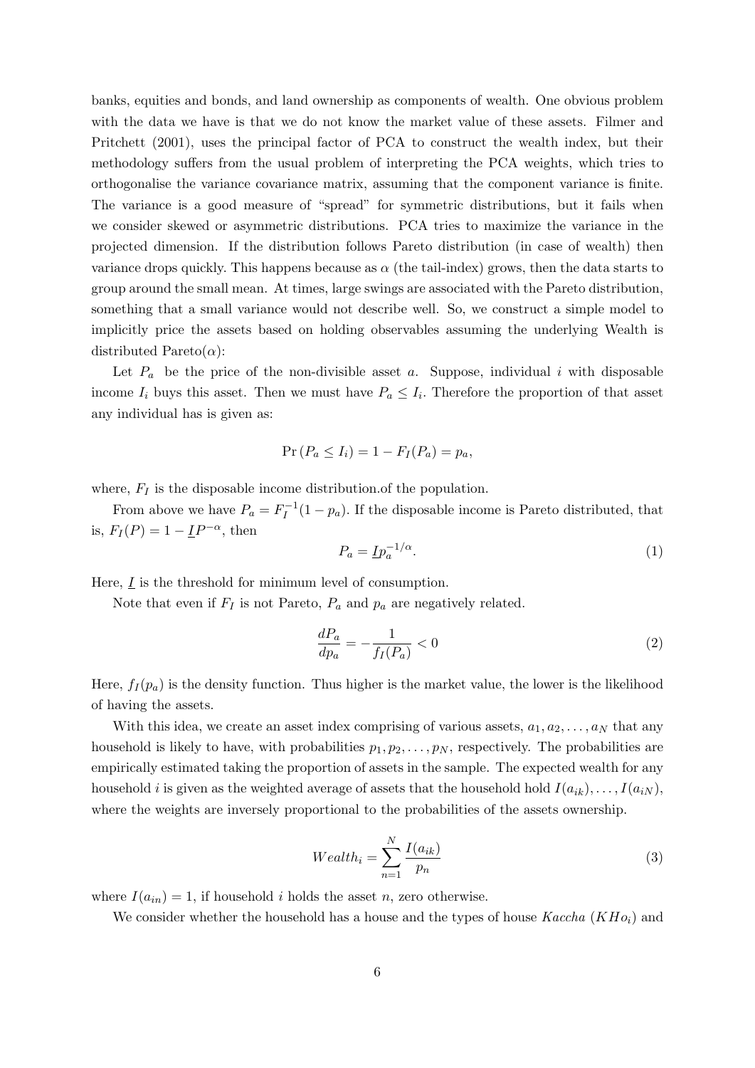banks, equities and bonds, and land ownership as components of wealth. One obvious problem with the data we have is that we do not know the market value of these assets. Filmer and Pritchett (2001), uses the principal factor of PCA to construct the wealth index, but their methodology suffers from the usual problem of interpreting the PCA weights, which tries to orthogonalise the variance covariance matrix, assuming that the component variance is finite. The variance is a good measure of "spread" for symmetric distributions, but it fails when we consider skewed or asymmetric distributions. PCA tries to maximize the variance in the projected dimension. If the distribution follows Pareto distribution (in case of wealth) then variance drops quickly. This happens because as $\alpha$ (the tail-index) grows, then the data starts to group around the small mean. At times, large swings are associated with the Pareto distribution, something that a small variance would not describe well. So, we construct a simple model to implicitly price the assets based on holding observables assuming the underlying Wealth is distributed Pareto($\alpha$):

Let $P_a$ be the price of the non-divisible asset $a$. Suppose, individual $i$ with disposable income $I_i$ buys this asset. Then we must have $P_a \leq I_i$. Therefore the proportion of that asset any individual has is given as:

$$\Pr(P_a \leq I_i) = 1 - F_I(P_a) = p_a,$$

where, $F_I$ is the disposable income distribution.of the population.

From above we have $P_a = F_I^{-1}(1 - p_a)$. If the disposable income is Pareto distributed, that is, $F_I(P) = 1 - \underline{I}P^{-\alpha}$, then

$$P_a = \underline{I}p_a^{-1/\alpha}. \tag{1}$$

Here, $\underline{I}$ is the threshold for minimum level of consumption.

Note that even if $F_I$ is not Pareto, $P_a$ and $p_a$ are negatively related.

$$\frac{dP_a}{dp_a} = -\frac{1}{f_I(P_a)} < 0 \tag{2}$$

Here, $f_I(p_a)$ is the density function. Thus higher is the market value, the lower is the likelihood of having the assets.

With this idea, we create an asset index comprising of various assets, $a_1, a_2, \ldots, a_N$ that any household is likely to have, with probabilities $p_1, p_2, \ldots, p_N$, respectively. The probabilities are empirically estimated taking the proportion of assets in the sample. The expected wealth for any household $i$ is given as the weighted average of assets that the household hold $I(a_{ik}), \ldots, I(a_{iN})$, where the weights are inversely proportional to the probabilities of the assets ownership.

$$Wealth_i = \sum_{n=1}^{N} \frac{I(a_{ik})}{p_n} \tag{3}$$

where $I(a_{in}) = 1$, if household $i$ holds the asset $n$, zero otherwise.

We consider whether the household has a house and the types of house *Kaccha* ($KHo_i$) and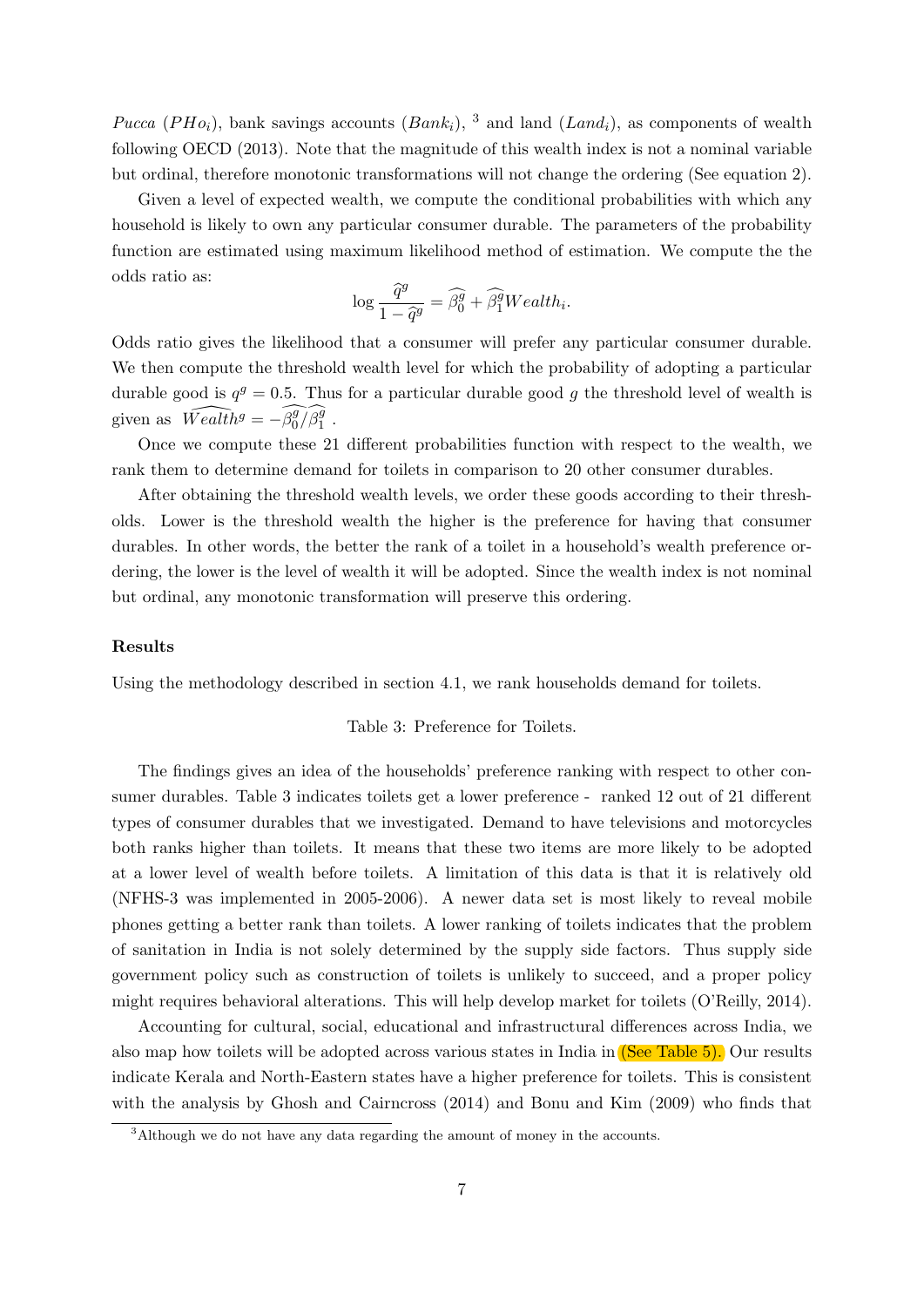*Pucca* ($PHo_i$), bank savings accounts ($Bank_i$), [3] and land ($Land_i$), as components of wealth following OECD (2013). Note that the magnitude of this wealth index is not a nominal variable but ordinal, therefore monotonic transformations will not change the ordering (See equation 2).

Given a level of expected wealth, we compute the conditional probabilities with which any household is likely to own any particular consumer durable. The parameters of the probability function are estimated using maximum likelihood method of estimation. We compute the the odds ratio as:

$$\log \frac{\widehat{q}^g}{1-\widehat{q}^g} = \widehat{\beta_0^g} + \widehat{\beta_1^g} Wealth_i.$$

Odds ratio gives the likelihood that a consumer will prefer any particular consumer durable. We then compute the threshold wealth level for which the probability of adopting a particular durable good is $q^g = 0.5$. Thus for a particular durable good $g$ the threshold level of wealth is given as $\widehat{Wealth^g} = -\widehat{\beta_0^g}/\widehat{\beta_1^g}$ .

Once we compute these 21 different probabilities function with respect to the wealth, we rank them to determine demand for toilets in comparison to 20 other consumer durables.

After obtaining the threshold wealth levels, we order these goods according to their thresholds. Lower is the threshold wealth the higher is the preference for having that consumer durables. In other words, the better the rank of a toilet in a household's wealth preference ordering, the lower is the level of wealth it will be adopted. Since the wealth index is not nominal but ordinal, any monotonic transformation will preserve this ordering.

**Results**

Using the methodology described in section 4.1, we rank households demand for toilets.

Table 3: Preference for Toilets.

The findings gives an idea of the households' preference ranking with respect to other consumer durables. Table 3 indicates toilets get a lower preference - ranked 12 out of 21 different types of consumer durables that we investigated. Demand to have televisions and motorcycles both ranks higher than toilets. It means that these two items are more likely to be adopted at a lower level of wealth before toilets. A limitation of this data is that it is relatively old (NFHS-3 was implemented in 2005-2006). A newer data set is most likely to reveal mobile phones getting a better rank than toilets. A lower ranking of toilets indicates that the problem of sanitation in India is not solely determined by the supply side factors. Thus supply side government policy such as construction of toilets is unlikely to succeed, and a proper policy might requires behavioral alterations. This will help develop market for toilets (O'Reilly, 2014).

Accounting for cultural, social, educational and infrastructural differences across India, we also map how toilets will be adopted across various states in India in (See Table 5). Our results indicate Kerala and North-Eastern states have a higher preference for toilets. This is consistent with the analysis by Ghosh and Cairncross (2014) and Bonu and Kim (2009) who finds that

[3] Although we do not have any data regarding the amount of money in the accounts.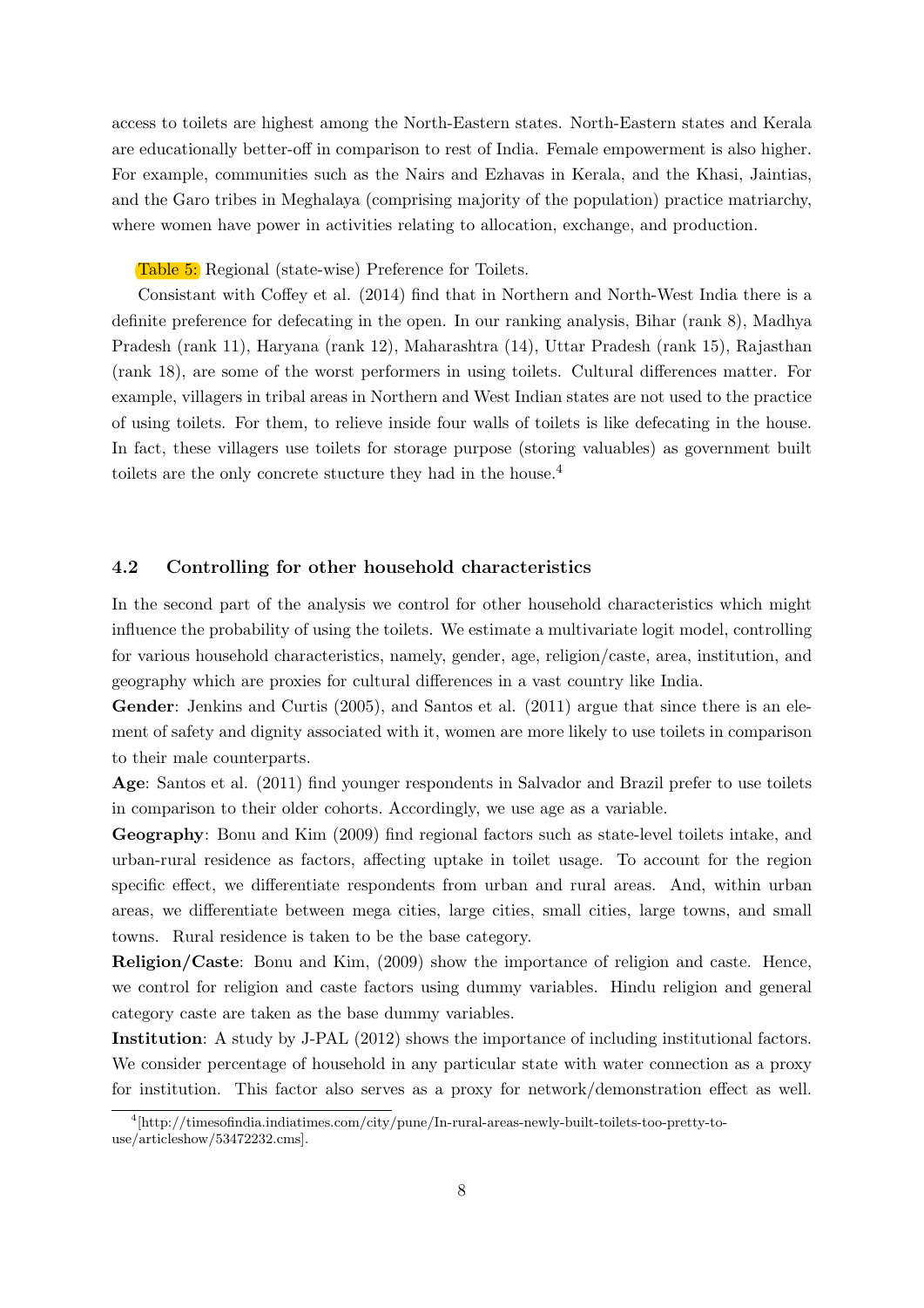access to toilets are highest among the North-Eastern states. North-Eastern states and Kerala are educationally better-off in comparison to rest of India. Female empowerment is also higher. For example, communities such as the Nairs and Ezhavas in Kerala, and the Khasi, Jaintias, and the Garo tribes in Meghalaya (comprising majority of the population) practice matriarchy, where women have power in activities relating to allocation, exchange, and production.

Table 5: Regional (state-wise) Preference for Toilets.

Consistant with Coffey et al. (2014) find that in Northern and North-West India there is a definite preference for defecating in the open. In our ranking analysis, Bihar (rank 8), Madhya Pradesh (rank 11), Haryana (rank 12), Maharashtra (14), Uttar Pradesh (rank 15), Rajasthan (rank 18), are some of the worst performers in using toilets. Cultural differences matter. For example, villagers in tribal areas in Northern and West Indian states are not used to the practice of using toilets. For them, to relieve inside four walls of toilets is like defecating in the house. In fact, these villagers use toilets for storage purpose (storing valuables) as government built toilets are the only concrete stucture they had in the house.[4]

### 4.2 Controlling for other household characteristics

In the second part of the analysis we control for other household characteristics which might influence the probability of using the toilets. We estimate a multivariate logit model, controlling for various household characteristics, namely, gender, age, religion/caste, area, institution, and geography which are proxies for cultural differences in a vast country like India.

**Gender**: Jenkins and Curtis (2005), and Santos et al. (2011) argue that since there is an element of safety and dignity associated with it, women are more likely to use toilets in comparison to their male counterparts.

**Age**: Santos et al. (2011) find younger respondents in Salvador and Brazil prefer to use toilets in comparison to their older cohorts. Accordingly, we use age as a variable.

**Geography**: Bonu and Kim (2009) find regional factors such as state-level toilets intake, and urban-rural residence as factors, affecting uptake in toilet usage. To account for the region specific effect, we differentiate respondents from urban and rural areas. And, within urban areas, we differentiate between mega cities, large cities, small cities, large towns, and small towns. Rural residence is taken to be the base category.

**Religion/Caste**: Bonu and Kim, (2009) show the importance of religion and caste. Hence, we control for religion and caste factors using dummy variables. Hindu religion and general category caste are taken as the base dummy variables.

**Institution**: A study by J-PAL (2012) shows the importance of including institutional factors. We consider percentage of household in any particular state with water connection as a proxy for institution. This factor also serves as a proxy for network/demonstration effect as well.

---

[4][http://timesofindia.indiatimes.com/city/pune/In-rural-areas-newly-built-toilets-too-pretty-to-use/articleshow/53472232.cms].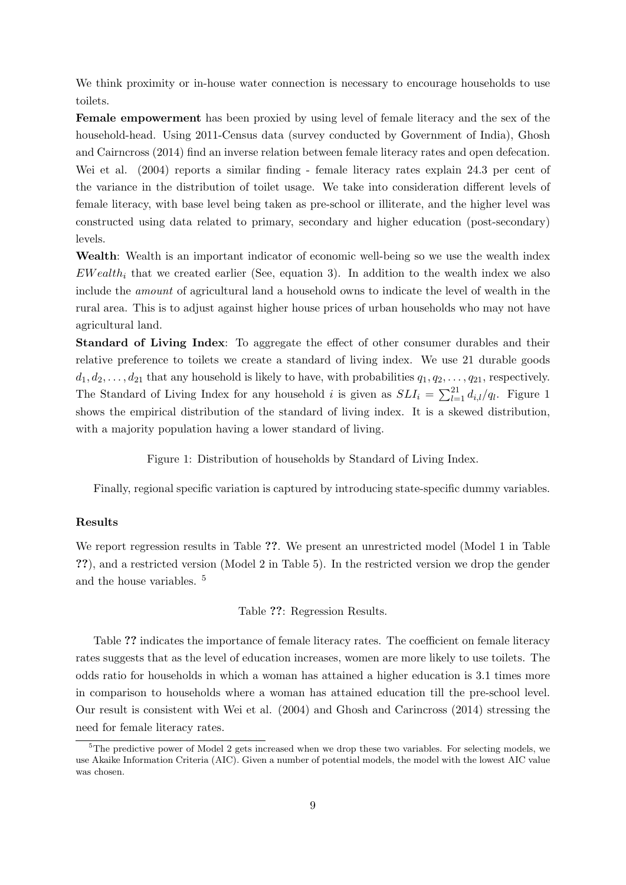We think proximity or in-house water connection is necessary to encourage households to use toilets.

**Female empowerment** has been proxied by using level of female literacy and the sex of the household-head. Using 2011-Census data (survey conducted by Government of India), Ghosh and Cairncross (2014) find an inverse relation between female literacy rates and open defecation. Wei et al. (2004) reports a similar finding - female literacy rates explain 24.3 per cent of the variance in the distribution of toilet usage. We take into consideration different levels of female literacy, with base level being taken as pre-school or illiterate, and the higher level was constructed using data related to primary, secondary and higher education (post-secondary) levels.

**Wealth**: Wealth is an important indicator of economic well-being so we use the wealth index $EWealth_i$ that we created earlier (See, equation 3). In addition to the wealth index we also include the *amount* of agricultural land a household owns to indicate the level of wealth in the rural area. This is to adjust against higher house prices of urban households who may not have agricultural land.

**Standard of Living Index**: To aggregate the effect of other consumer durables and their relative preference to toilets we create a standard of living index. We use 21 durable goods $d_1, d_2, \ldots, d_{21}$ that any household is likely to have, with probabilities $q_1, q_2, \ldots, q_{21}$, respectively. The Standard of Living Index for any household $i$ is given as $SLI_i = \sum_{l=1}^{21} d_{i,l}/q_l$. Figure 1 shows the empirical distribution of the standard of living index. It is a skewed distribution, with a majority population having a lower standard of living.

Figure 1: Distribution of households by Standard of Living Index.

Finally, regional specific variation is captured by introducing state-specific dummy variables.

### Results

We report regression results in Table **??**. We present an unrestricted model (Model 1 in Table **??**), and a restricted version (Model 2 in Table 5). In the restricted version we drop the gender and the house variables. [5]

Table **??**: Regression Results.

Table **??** indicates the importance of female literacy rates. The coefficient on female literacy rates suggests that as the level of education increases, women are more likely to use toilets. The odds ratio for households in which a woman has attained a higher education is 3.1 times more in comparison to households where a woman has attained education till the pre-school level. Our result is consistent with Wei et al. (2004) and Ghosh and Carincross (2014) stressing the need for female literacy rates.

[5]The predictive power of Model 2 gets increased when we drop these two variables. For selecting models, we use Akaike Information Criteria (AIC). Given a number of potential models, the model with the lowest AIC value was chosen.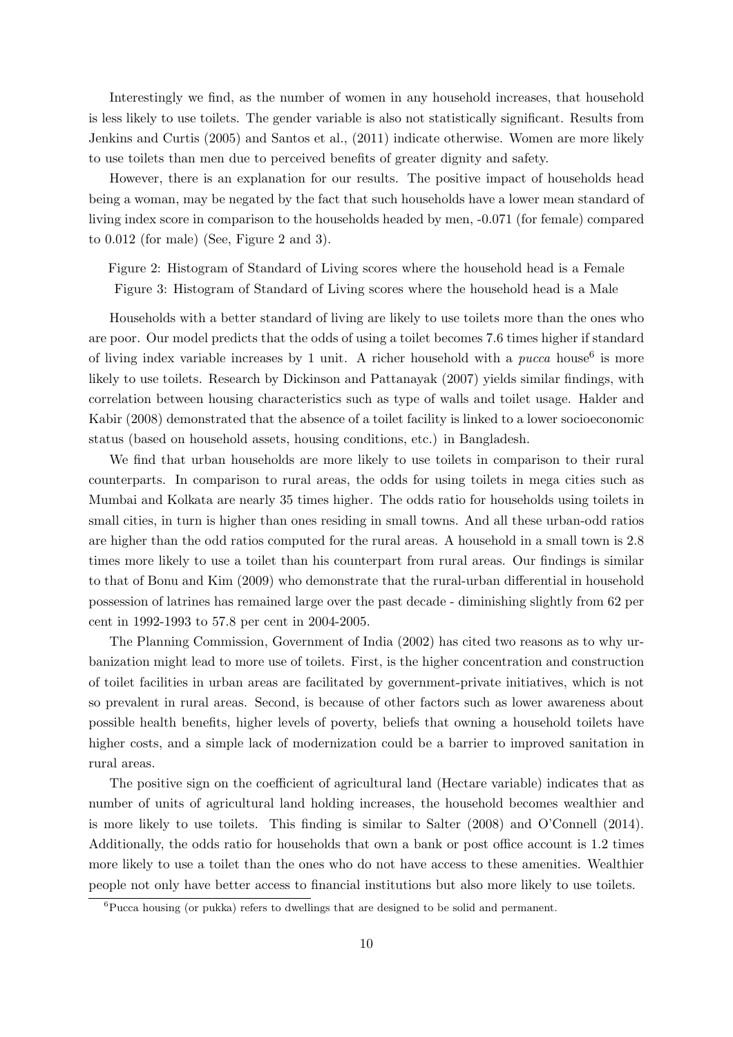Interestingly we find, as the number of women in any household increases, that household is less likely to use toilets. The gender variable is also not statistically significant. Results from Jenkins and Curtis (2005) and Santos et al., (2011) indicate otherwise. Women are more likely to use toilets than men due to perceived benefits of greater dignity and safety.

However, there is an explanation for our results. The positive impact of households head being a woman, may be negated by the fact that such households have a lower mean standard of living index score in comparison to the households headed by men, -0.071 (for female) compared to 0.012 (for male) (See, Figure 2 and 3).

Figure 2: Histogram of Standard of Living scores where the household head is a Female

Figure 3: Histogram of Standard of Living scores where the household head is a Male

Households with a better standard of living are likely to use toilets more than the ones who are poor. Our model predicts that the odds of using a toilet becomes 7.6 times higher if standard of living index variable increases by 1 unit. A richer household with a *pucca* house[6] is more likely to use toilets. Research by Dickinson and Pattanayak (2007) yields similar findings, with correlation between housing characteristics such as type of walls and toilet usage. Halder and Kabir (2008) demonstrated that the absence of a toilet facility is linked to a lower socioeconomic status (based on household assets, housing conditions, etc.) in Bangladesh.

We find that urban households are more likely to use toilets in comparison to their rural counterparts. In comparison to rural areas, the odds for using toilets in mega cities such as Mumbai and Kolkata are nearly 35 times higher. The odds ratio for households using toilets in small cities, in turn is higher than ones residing in small towns. And all these urban-odd ratios are higher than the odd ratios computed for the rural areas. A household in a small town is 2.8 times more likely to use a toilet than his counterpart from rural areas. Our findings is similar to that of Bonu and Kim (2009) who demonstrate that the rural-urban differential in household possession of latrines has remained large over the past decade - diminishing slightly from 62 per cent in 1992-1993 to 57.8 per cent in 2004-2005.

The Planning Commission, Government of India (2002) has cited two reasons as to why urbanization might lead to more use of toilets. First, is the higher concentration and construction of toilet facilities in urban areas are facilitated by government-private initiatives, which is not so prevalent in rural areas. Second, is because of other factors such as lower awareness about possible health benefits, higher levels of poverty, beliefs that owning a household toilets have higher costs, and a simple lack of modernization could be a barrier to improved sanitation in rural areas.

The positive sign on the coefficient of agricultural land (Hectare variable) indicates that as number of units of agricultural land holding increases, the household becomes wealthier and is more likely to use toilets. This finding is similar to Salter (2008) and O'Connell (2014). Additionally, the odds ratio for households that own a bank or post office account is 1.2 times more likely to use a toilet than the ones who do not have access to these amenities. Wealthier people not only have better access to financial institutions but also more likely to use toilets.

[6] Pucca housing (or pukka) refers to dwellings that are designed to be solid and permanent.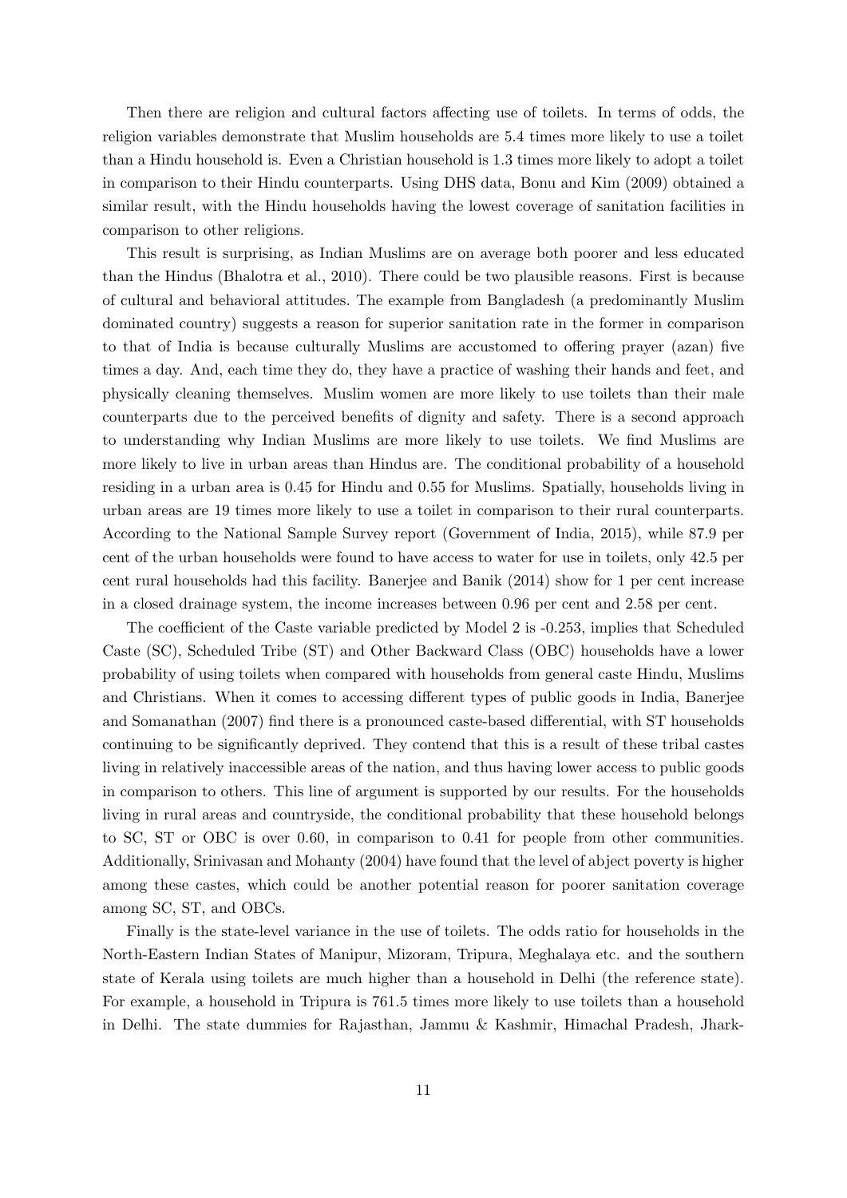Then there are religion and cultural factors affecting use of toilets. In terms of odds, the religion variables demonstrate that Muslim households are 5.4 times more likely to use a toilet than a Hindu household is. Even a Christian household is 1.3 times more likely to adopt a toilet in comparison to their Hindu counterparts. Using DHS data, Bonu and Kim (2009) obtained a similar result, with the Hindu households having the lowest coverage of sanitation facilities in comparison to other religions.

This result is surprising, as Indian Muslims are on average both poorer and less educated than the Hindus (Bhalotra et al., 2010). There could be two plausible reasons. First is because of cultural and behavioral attitudes. The example from Bangladesh (a predominantly Muslim dominated country) suggests a reason for superior sanitation rate in the former in comparison to that of India is because culturally Muslims are accustomed to offering prayer (azan) five times a day. And, each time they do, they have a practice of washing their hands and feet, and physically cleaning themselves. Muslim women are more likely to use toilets than their male counterparts due to the perceived benefits of dignity and safety. There is a second approach to understanding why Indian Muslims are more likely to use toilets. We find Muslims are more likely to live in urban areas than Hindus are. The conditional probability of a household residing in a urban area is 0.45 for Hindu and 0.55 for Muslims. Spatially, households living in urban areas are 19 times more likely to use a toilet in comparison to their rural counterparts. According to the National Sample Survey report (Government of India, 2015), while 87.9 per cent of the urban households were found to have access to water for use in toilets, only 42.5 per cent rural households had this facility. Banerjee and Banik (2014) show for 1 per cent increase in a closed drainage system, the income increases between 0.96 per cent and 2.58 per cent.

The coefficient of the Caste variable predicted by Model 2 is -0.253, implies that Scheduled Caste (SC), Scheduled Tribe (ST) and Other Backward Class (OBC) households have a lower probability of using toilets when compared with households from general caste Hindu, Muslims and Christians. When it comes to accessing different types of public goods in India, Banerjee and Somanathan (2007) find there is a pronounced caste-based differential, with ST households continuing to be significantly deprived. They contend that this is a result of these tribal castes living in relatively inaccessible areas of the nation, and thus having lower access to public goods in comparison to others. This line of argument is supported by our results. For the households living in rural areas and countryside, the conditional probability that these household belongs to SC, ST or OBC is over 0.60, in comparison to 0.41 for people from other communities. Additionally, Srinivasan and Mohanty (2004) have found that the level of abject poverty is higher among these castes, which could be another potential reason for poorer sanitation coverage among SC, ST, and OBCs.

Finally is the state-level variance in the use of toilets. The odds ratio for households in the North-Eastern Indian States of Manipur, Mizoram, Tripura, Meghalaya etc. and the southern state of Kerala using toilets are much higher than a household in Delhi (the reference state). For example, a household in Tripura is 761.5 times more likely to use toilets than a household in Delhi. The state dummies for Rajasthan, Jammu & Kashmir, Himachal Pradesh, Jhark-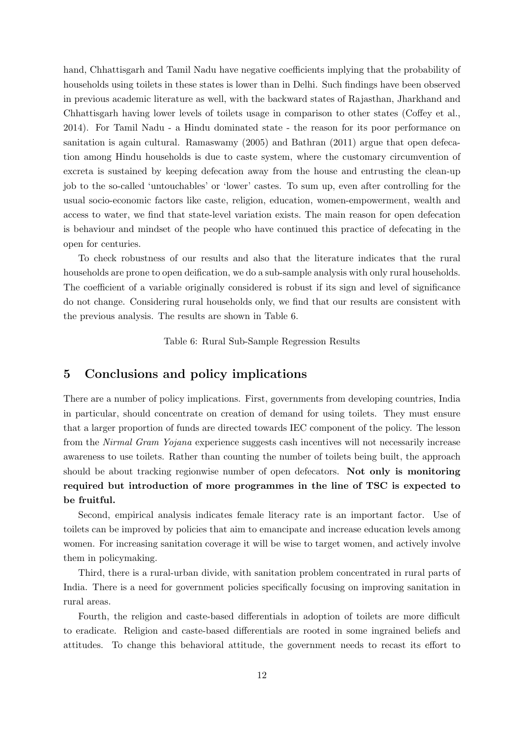hand, Chhattisgarh and Tamil Nadu have negative coefficients implying that the probability of households using toilets in these states is lower than in Delhi. Such findings have been observed in previous academic literature as well, with the backward states of Rajasthan, Jharkhand and Chhattisgarh having lower levels of toilets usage in comparison to other states (Coffey et al., 2014). For Tamil Nadu - a Hindu dominated state - the reason for its poor performance on sanitation is again cultural. Ramaswamy (2005) and Bathran (2011) argue that open defecation among Hindu households is due to caste system, where the customary circumvention of excreta is sustained by keeping defecation away from the house and entrusting the clean-up job to the so-called 'untouchables' or 'lower' castes. To sum up, even after controlling for the usual socio-economic factors like caste, religion, education, women-empowerment, wealth and access to water, we find that state-level variation exists. The main reason for open defecation is behaviour and mindset of the people who have continued this practice of defecating in the open for centuries.

To check robustness of our results and also that the literature indicates that the rural households are prone to open deification, we do a sub-sample analysis with only rural households. The coefficient of a variable originally considered is robust if its sign and level of significance do not change. Considering rural households only, we find that our results are consistent with the previous analysis. The results are shown in Table 6.

Table 6: Rural Sub-Sample Regression Results

## 5 Conclusions and policy implications

There are a number of policy implications. First, governments from developing countries, India in particular, should concentrate on creation of demand for using toilets. They must ensure that a larger proportion of funds are directed towards IEC component of the policy. The lesson from the *Nirmal Gram Yojana* experience suggests cash incentives will not necessarily increase awareness to use toilets. Rather than counting the number of toilets being built, the approach should be about tracking regionwise number of open defecators. **Not only is monitoring required but introduction of more programmes in the line of TSC is expected to be fruitful.**

Second, empirical analysis indicates female literacy rate is an important factor. Use of toilets can be improved by policies that aim to emancipate and increase education levels among women. For increasing sanitation coverage it will be wise to target women, and actively involve them in policymaking.

Third, there is a rural-urban divide, with sanitation problem concentrated in rural parts of India. There is a need for government policies specifically focusing on improving sanitation in rural areas.

Fourth, the religion and caste-based differentials in adoption of toilets are more difficult to eradicate. Religion and caste-based differentials are rooted in some ingrained beliefs and attitudes. To change this behavioral attitude, the government needs to recast its effort to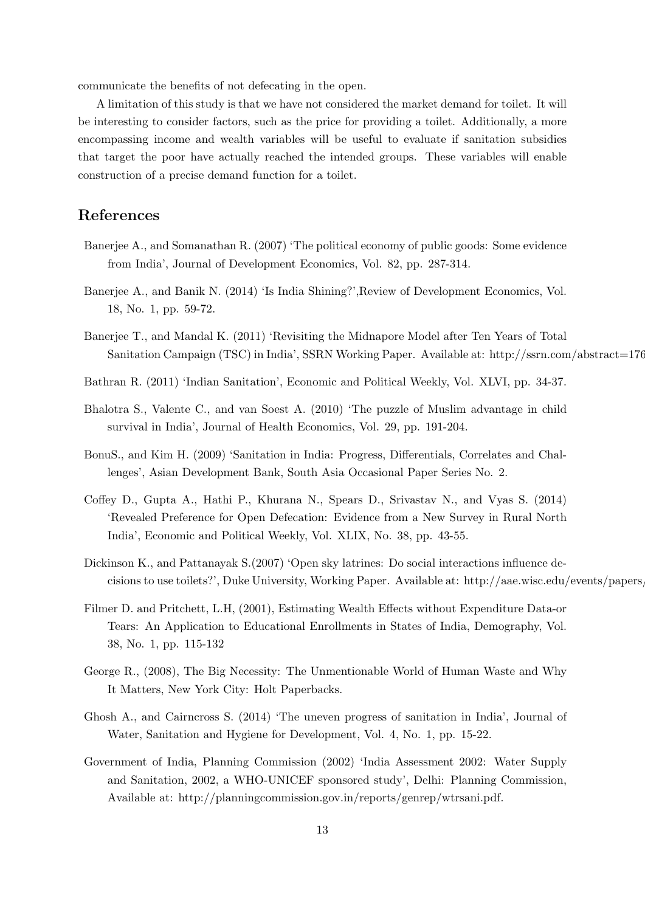communicate the benefits of not defecating in the open.

A limitation of this study is that we have not considered the market demand for toilet. It will be interesting to consider factors, such as the price for providing a toilet. Additionally, a more encompassing income and wealth variables will be useful to evaluate if sanitation subsidies that target the poor have actually reached the intended groups. These variables will enable construction of a precise demand function for a toilet.

## References

Banerjee A., and Somanathan R. (2007) 'The political economy of public goods: Some evidence from India', Journal of Development Economics, Vol. 82, pp. 287-314.

Banerjee A., and Banik N. (2014) 'Is India Shining?',Review of Development Economics, Vol. 18, No. 1, pp. 59-72.

Banerjee T., and Mandal K. (2011) 'Revisiting the Midnapore Model after Ten Years of Total Sanitation Campaign (TSC) in India', SSRN Working Paper. Available at: http://ssrn.com/abstract=176

Bathran R. (2011) 'Indian Sanitation', Economic and Political Weekly, Vol. XLVI, pp. 34-37.

Bhalotra S., Valente C., and van Soest A. (2010) 'The puzzle of Muslim advantage in child survival in India', Journal of Health Economics, Vol. 29, pp. 191-204.

BonuS., and Kim H. (2009) 'Sanitation in India: Progress, Differentials, Correlates and Challenges', Asian Development Bank, South Asia Occasional Paper Series No. 2.

Coffey D., Gupta A., Hathi P., Khurana N., Spears D., Srivastav N., and Vyas S. (2014) 'Revealed Preference for Open Defecation: Evidence from a New Survey in Rural North India', Economic and Political Weekly, Vol. XLIX, No. 38, pp. 43-55.

Dickinson K., and Pattanayak S.(2007) 'Open sky latrines: Do social interactions influence decisions to use toilets?', Duke University, Working Paper. Available at: http://aae.wisc.edu/events/papers/

Filmer D. and Pritchett, L.H, (2001), Estimating Wealth Effects without Expenditure Data-or Tears: An Application to Educational Enrollments in States of India, Demography, Vol. 38, No. 1, pp. 115-132

George R., (2008), The Big Necessity: The Unmentionable World of Human Waste and Why It Matters, New York City: Holt Paperbacks.

Ghosh A., and Cairncross S. (2014) 'The uneven progress of sanitation in India', Journal of Water, Sanitation and Hygiene for Development, Vol. 4, No. 1, pp. 15-22.

Government of India, Planning Commission (2002) 'India Assessment 2002: Water Supply and Sanitation, 2002, a WHO-UNICEF sponsored study', Delhi: Planning Commission, Available at: http://planningcommission.gov.in/reports/genrep/wtrsani.pdf.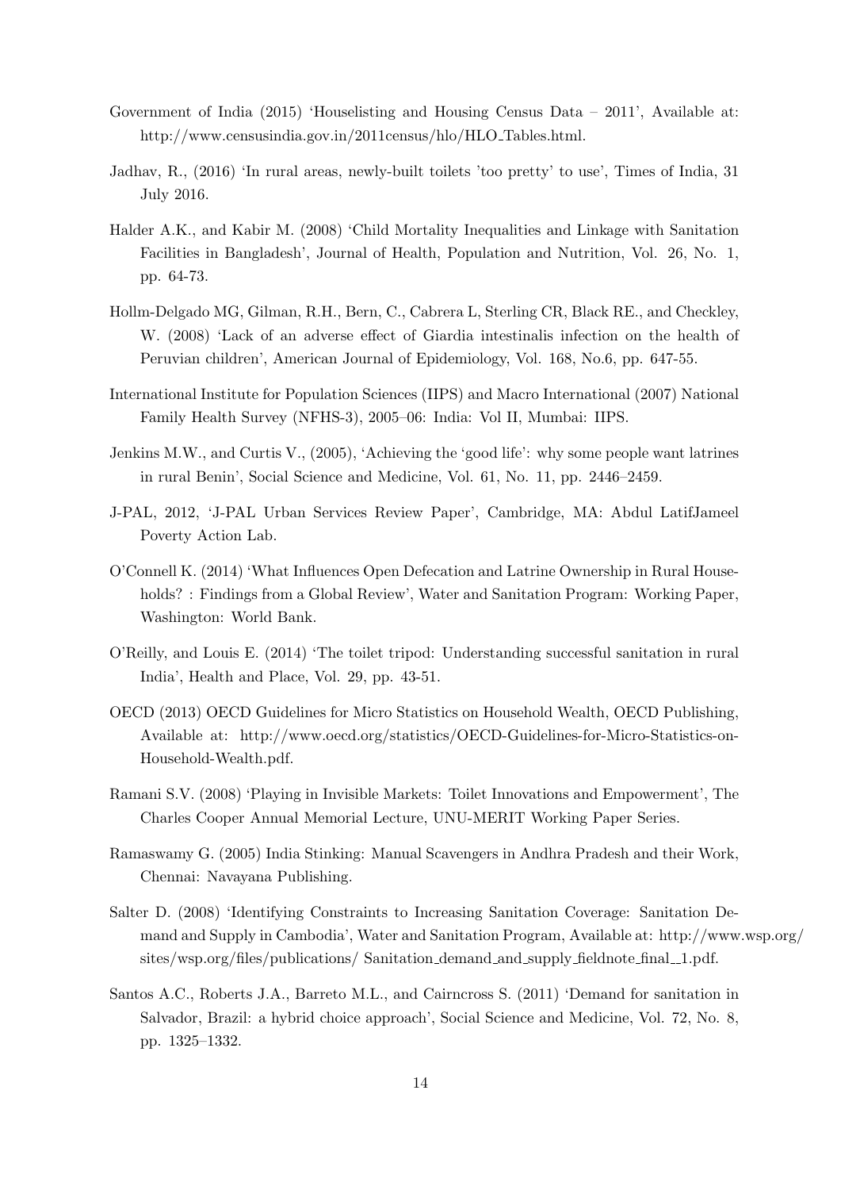Government of India (2015) 'Houselisting and Housing Census Data – 2011', Available at: http://www.censusindia.gov.in/2011census/hlo/HLO_Tables.html.

Jadhav, R., (2016) 'In rural areas, newly-built toilets 'too pretty' to use', Times of India, 31 July 2016.

Halder A.K., and Kabir M. (2008) 'Child Mortality Inequalities and Linkage with Sanitation Facilities in Bangladesh', Journal of Health, Population and Nutrition, Vol. 26, No. 1, pp. 64-73.

Hollm-Delgado MG, Gilman, R.H., Bern, C., Cabrera L, Sterling CR, Black RE., and Checkley, W. (2008) 'Lack of an adverse effect of Giardia intestinalis infection on the health of Peruvian children', American Journal of Epidemiology, Vol. 168, No.6, pp. 647-55.

International Institute for Population Sciences (IIPS) and Macro International (2007) National Family Health Survey (NFHS-3), 2005–06: India: Vol II, Mumbai: IIPS.

Jenkins M.W., and Curtis V., (2005), 'Achieving the 'good life': why some people want latrines in rural Benin', Social Science and Medicine, Vol. 61, No. 11, pp. 2446–2459.

J-PAL, 2012, 'J-PAL Urban Services Review Paper', Cambridge, MA: Abdul LatifJameel Poverty Action Lab.

O'Connell K. (2014) 'What Influences Open Defecation and Latrine Ownership in Rural Households? : Findings from a Global Review', Water and Sanitation Program: Working Paper, Washington: World Bank.

O'Reilly, and Louis E. (2014) 'The toilet tripod: Understanding successful sanitation in rural India', Health and Place, Vol. 29, pp. 43-51.

OECD (2013) OECD Guidelines for Micro Statistics on Household Wealth, OECD Publishing, Available at: http://www.oecd.org/statistics/OECD-Guidelines-for-Micro-Statistics-on-Household-Wealth.pdf.

Ramani S.V. (2008) 'Playing in Invisible Markets: Toilet Innovations and Empowerment', The Charles Cooper Annual Memorial Lecture, UNU-MERIT Working Paper Series.

Ramaswamy G. (2005) India Stinking: Manual Scavengers in Andhra Pradesh and their Work, Chennai: Navayana Publishing.

Salter D. (2008) 'Identifying Constraints to Increasing Sanitation Coverage: Sanitation Demand and Supply in Cambodia', Water and Sanitation Program, Available at: http://www.wsp.org/sites/wsp.org/files/publications/ Sanitation_demand_and_supply_fieldnote_final__1.pdf.

Santos A.C., Roberts J.A., Barreto M.L., and Cairncross S. (2011) 'Demand for sanitation in Salvador, Brazil: a hybrid choice approach', Social Science and Medicine, Vol. 72, No. 8, pp. 1325–1332.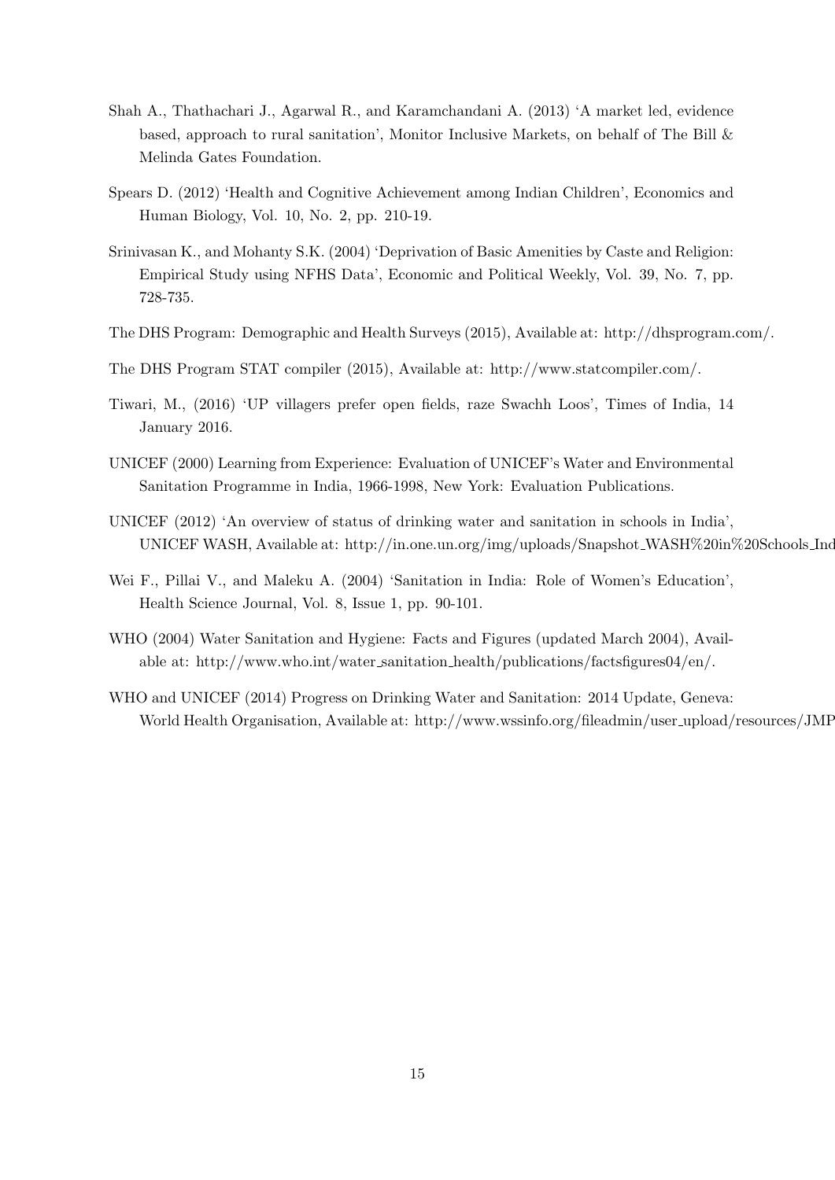Shah A., Thathachari J., Agarwal R., and Karamchandani A. (2013) 'A market led, evidence based, approach to rural sanitation', Monitor Inclusive Markets, on behalf of The Bill & Melinda Gates Foundation.

Spears D. (2012) 'Health and Cognitive Achievement among Indian Children', Economics and Human Biology, Vol. 10, No. 2, pp. 210-19.

Srinivasan K., and Mohanty S.K. (2004) 'Deprivation of Basic Amenities by Caste and Religion: Empirical Study using NFHS Data', Economic and Political Weekly, Vol. 39, No. 7, pp. 728-735.

The DHS Program: Demographic and Health Surveys (2015), Available at: http://dhsprogram.com/.

The DHS Program STAT compiler (2015), Available at: http://www.statcompiler.com/.

Tiwari, M., (2016) 'UP villagers prefer open fields, raze Swachh Loos', Times of India, 14 January 2016.

UNICEF (2000) Learning from Experience: Evaluation of UNICEF's Water and Environmental Sanitation Programme in India, 1966-1998, New York: Evaluation Publications.

UNICEF (2012) 'An overview of status of drinking water and sanitation in schools in India', UNICEF WASH, Available at: http://in.one.un.org/img/uploads/Snapshot_WASH%20in%20Schools_Ind

Wei F., Pillai V., and Maleku A. (2004) 'Sanitation in India: Role of Women's Education', Health Science Journal, Vol. 8, Issue 1, pp. 90-101.

WHO (2004) Water Sanitation and Hygiene: Facts and Figures (updated March 2004), Available at: http://www.who.int/water_sanitation_health/publications/factsfigures04/en/.

WHO and UNICEF (2014) Progress on Drinking Water and Sanitation: 2014 Update, Geneva: World Health Organisation, Available at: http://www.wssinfo.org/fileadmin/user_upload/resources/JMP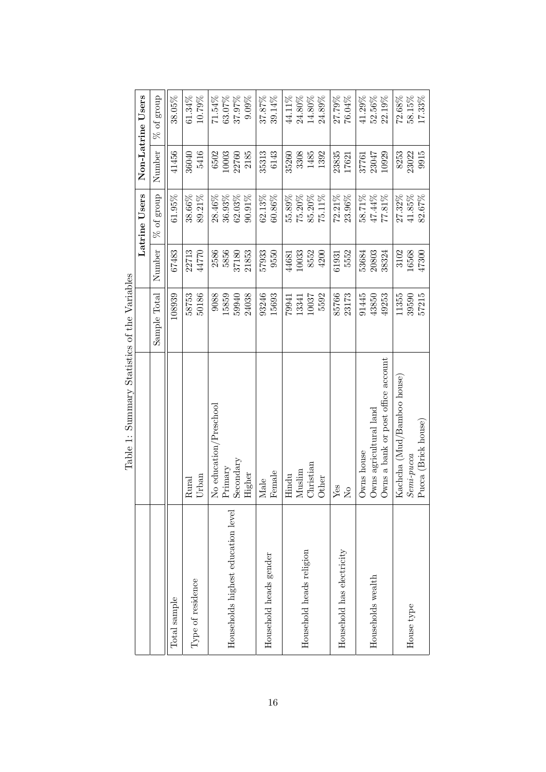Table 1: Summary Statistics of the Variables

| | | | Latrine Users | | Non-Latrine Users | |
|---|---|---|---|---|---|---|
| | | Sample Total | Number | % of group | Number | % of group |
| Total sample | | 108939 | 67483 | 61.95% | 41456 | 38.05% |
| Type of residence | Rural | 58753 | 22713 | 38.66% | 36040 | 61.34% |
| | Urban | 50186 | 44770 | 89.21% | 5416 | 10.79% |
| Households highest education level | No education/Preschool | 9088 | 2586 | 28.46% | 6502 | 71.54% |
| | Primary | 15859 | 5856 | 36.93% | 10003 | 63.07% |
| | Secondary | 59940 | 37180 | 62.03% | 22760 | 37.97% |
| | Higher | 24038 | 21853 | 90.91% | 2185 | 9.09% |
| Household heads gender | Male | 93246 | 57933 | 62.13% | 35313 | 37.87% |
| | Female | 15693 | 9550 | 60.86% | 6143 | 39.14% |
| Household heads religion | Hindu | 79941 | 44681 | 55.89% | 35260 | 44.11% |
| | Muslim | 13341 | 10033 | 75.20% | 3308 | 24.80% |
| | Christian | 10037 | 8552 | 85.20% | 1485 | 14.80% |
| | Other | 5592 | 4200 | 75.11% | 1392 | 24.89% |
| Household has electricity | Yes | 85766 | 61931 | 72.21% | 23835 | 27.79% |
| | No | 23173 | 5552 | 23.96% | 17621 | 76.04% |
| Households wealth | Owns house | 91445 | 53684 | 58.71% | 37761 | 41.29% |
| | Owns agricultural land | 43850 | 20803 | 47.44% | 23047 | 52.56% |
| | Owns a bank or post office account | 49253 | 38324 | 77.81% | 10929 | 22.19% |
| House type | Kachcha (Mud/Bamboo house) | 11355 | 3102 | 27.32% | 8253 | 72.68% |
| | *Semi-pucca* | 39590 | 16568 | 41.85% | 23022 | 58.15% |
| | Pucca (Brick house) | 57215 | 47300 | 82.67% | 9915 | 17.33% |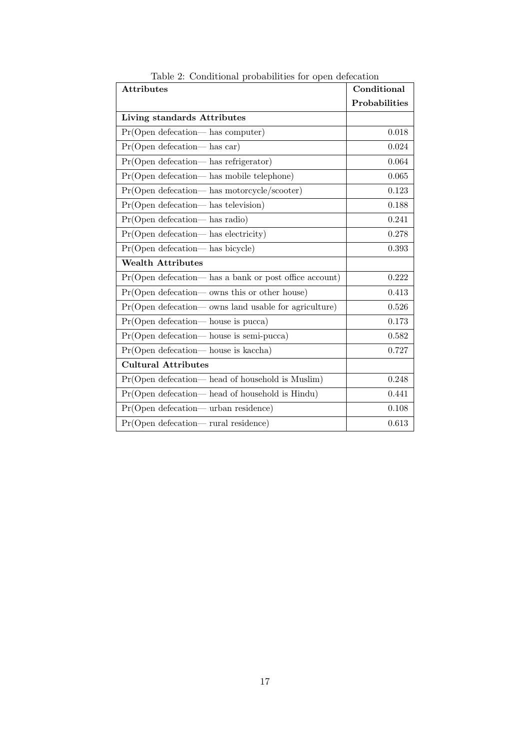Table 2: Conditional probabilities for open defecation

| Attributes | Conditional Probabilities |
|---|---|
| **Living standards Attributes** | |
| Pr(Open defecation— has computer) | 0.018 |
| Pr(Open defecation— has car) | 0.024 |
| Pr(Open defecation— has refrigerator) | 0.064 |
| Pr(Open defecation— has mobile telephone) | 0.065 |
| Pr(Open defecation— has motorcycle/scooter) | 0.123 |
| Pr(Open defecation— has television) | 0.188 |
| Pr(Open defecation— has radio) | 0.241 |
| Pr(Open defecation— has electricity) | 0.278 |
| Pr(Open defecation— has bicycle) | 0.393 |
| **Wealth Attributes** | |
| Pr(Open defecation— has a bank or post office account) | 0.222 |
| Pr(Open defecation— owns this or other house) | 0.413 |
| Pr(Open defecation— owns land usable for agriculture) | 0.526 |
| Pr(Open defecation— house is pucca) | 0.173 |
| Pr(Open defecation— house is semi-pucca) | 0.582 |
| Pr(Open defecation— house is kaccha) | 0.727 |
| **Cultural Attributes** | |
| Pr(Open defecation— head of household is Muslim) | 0.248 |
| Pr(Open defecation— head of household is Hindu) | 0.441 |
| Pr(Open defecation— urban residence) | 0.108 |
| Pr(Open defecation— rural residence) | 0.613 |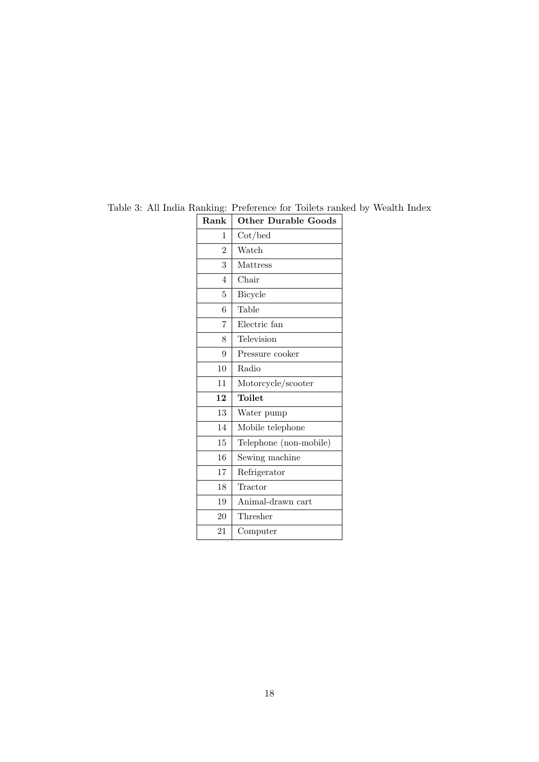Table 3: All India Ranking: Preference for Toilets ranked by Wealth Index

| Rank | Other Durable Goods |
|---|---|
| 1 | Cot/bed |
| 2 | Watch |
| 3 | Mattress |
| 4 | Chair |
| 5 | Bicycle |
| 6 | Table |
| 7 | Electric fan |
| 8 | Television |
| 9 | Pressure cooker |
| 10 | Radio |
| 11 | Motorcycle/scooter |
| **12** | **Toilet** |
| 13 | Water pump |
| 14 | Mobile telephone |
| 15 | Telephone (non-mobile) |
| 16 | Sewing machine |
| 17 | Refrigerator |
| 18 | Tractor |
| 19 | Animal-drawn cart |
| 20 | Thresher |
| 21 | Computer |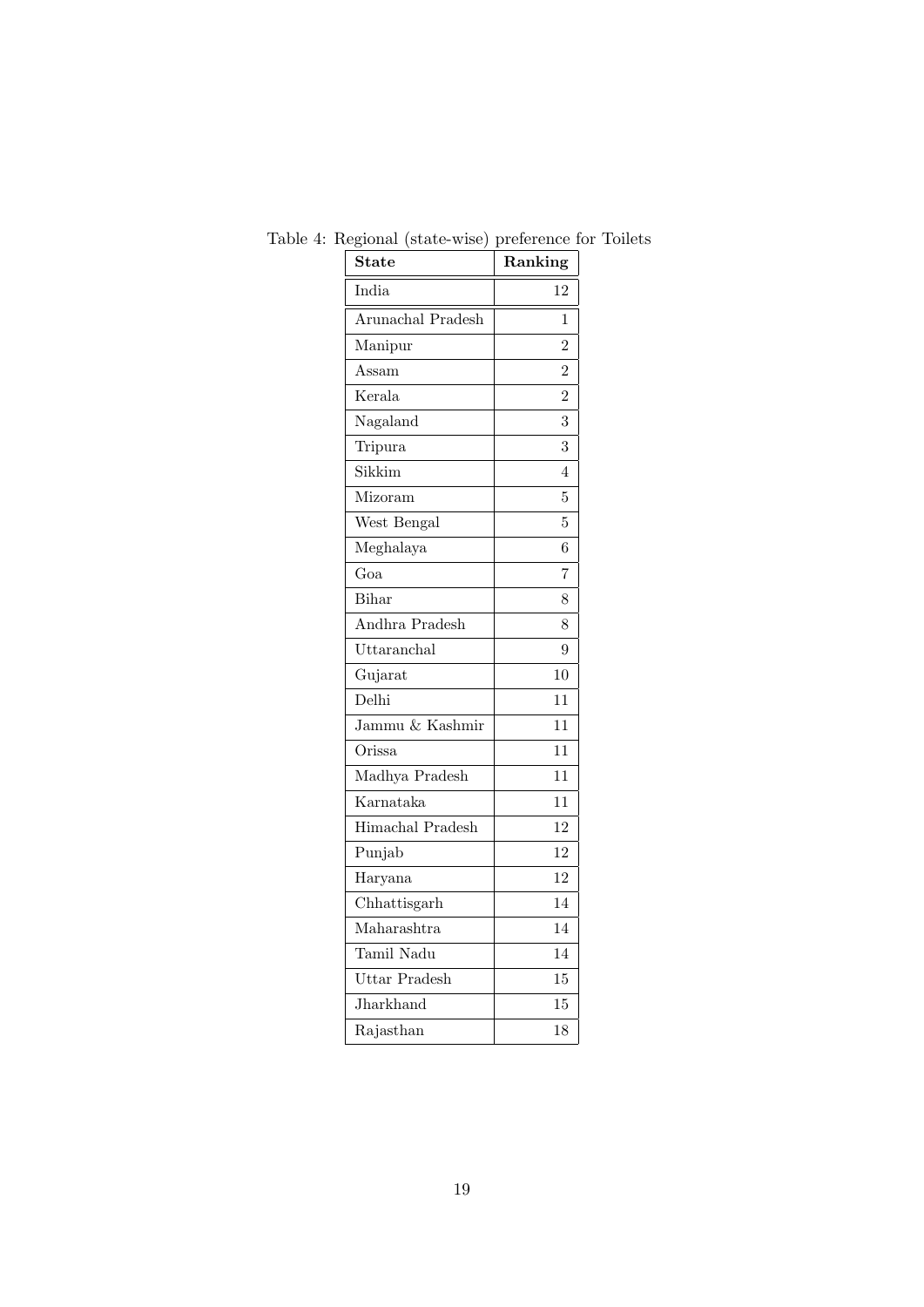Table 4: Regional (state-wise) preference for Toilets

| **State** | **Ranking** |
|---|---|
| India | 12 |
| Arunachal Pradesh | 1 |
| Manipur | 2 |
| Assam | 2 |
| Kerala | 2 |
| Nagaland | 3 |
| Tripura | 3 |
| Sikkim | 4 |
| Mizoram | 5 |
| West Bengal | 5 |
| Meghalaya | 6 |
| Goa | 7 |
| Bihar | 8 |
| Andhra Pradesh | 8 |
| Uttaranchal | 9 |
| Gujarat | 10 |
| Delhi | 11 |
| Jammu & Kashmir | 11 |
| Orissa | 11 |
| Madhya Pradesh | 11 |
| Karnataka | 11 |
| Himachal Pradesh | 12 |
| Punjab | 12 |
| Haryana | 12 |
| Chhattisgarh | 14 |
| Maharashtra | 14 |
| Tamil Nadu | 14 |
| Uttar Pradesh | 15 |
| Jharkhand | 15 |
| Rajasthan | 18 |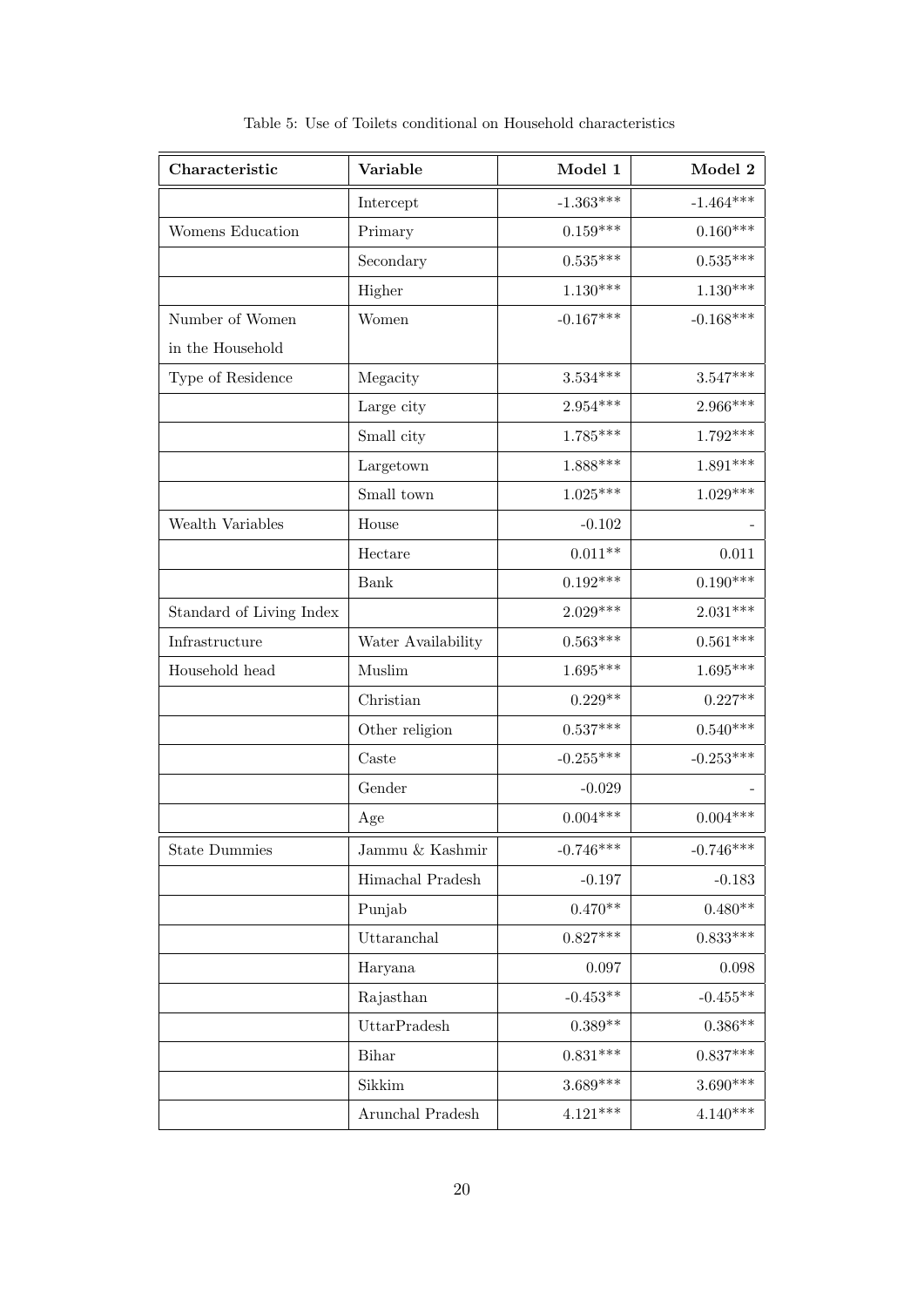Table 5: Use of Toilets conditional on Household characteristics

| Characteristic | Variable | Model 1 | Model 2 |
|---|---|---|---|
| | Intercept | -1.363*** | -1.464*** |
| Womens Education | Primary | 0.159*** | 0.160*** |
| | Secondary | 0.535*** | 0.535*** |
| | Higher | 1.130*** | 1.130*** |
| Number of Women in the Household | Women | -0.167*** | -0.168*** |
| Type of Residence | Megacity | 3.534*** | 3.547*** |
| | Large city | 2.954*** | 2.966*** |
| | Small city | 1.785*** | 1.792*** |
| | Largetown | 1.888*** | 1.891*** |
| | Small town | 1.025*** | 1.029*** |
| Wealth Variables | House | -0.102 | - |
| | Hectare | 0.011** | 0.011 |
| | Bank | 0.192*** | 0.190*** |
| Standard of Living Index | | 2.029*** | 2.031*** |
| Infrastructure | Water Availability | 0.563*** | 0.561*** |
| Household head | Muslim | 1.695*** | 1.695*** |
| | Christian | 0.229** | 0.227** |
| | Other religion | 0.537*** | 0.540*** |
| | Caste | -0.255*** | -0.253*** |
| | Gender | -0.029 | - |
| | Age | 0.004*** | 0.004*** |
| State Dummies | Jammu & Kashmir | -0.746*** | -0.746*** |
| | Himachal Pradesh | -0.197 | -0.183 |
| | Punjab | 0.470** | 0.480** |
| | Uttaranchal | 0.827*** | 0.833*** |
| | Haryana | 0.097 | 0.098 |
| | Rajasthan | -0.453** | -0.455** |
| | UttarPradesh | 0.389** | 0.386** |
| | Bihar | 0.831*** | 0.837*** |
| | Sikkim | 3.689*** | 3.690*** |
| | Arunchal Pradesh | 4.121*** | 4.140*** |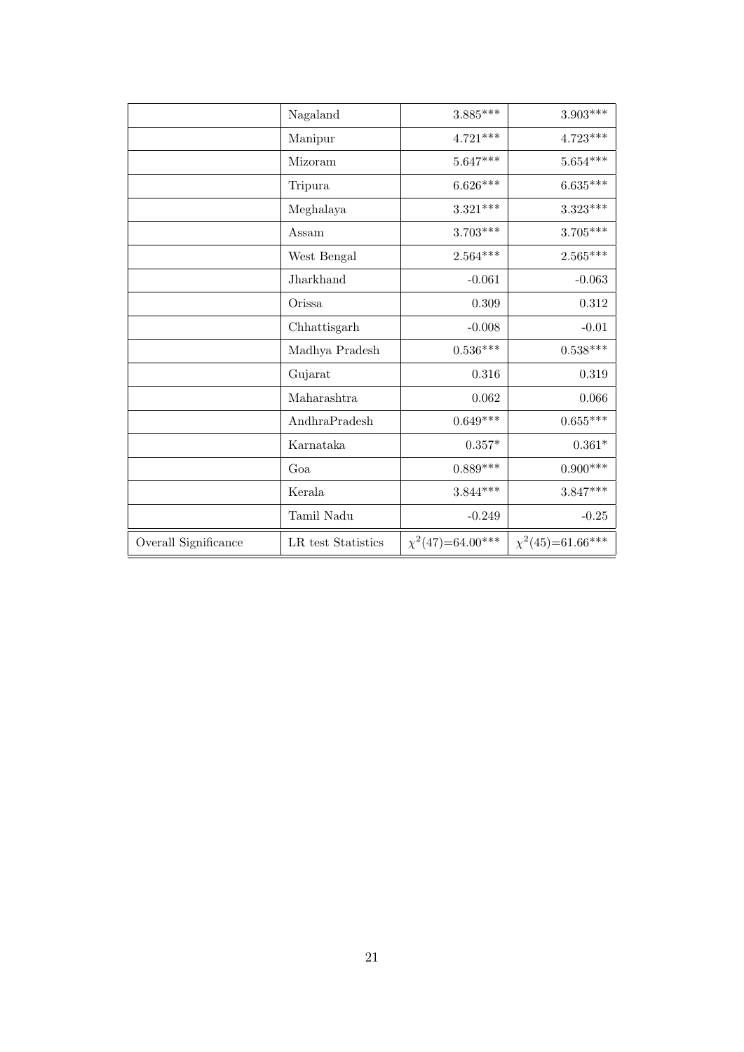| | | | |
|---|---|---|---|
| | Nagaland | 3.885*** | 3.903*** |
| | Manipur | 4.721*** | 4.723*** |
| | Mizoram | 5.647*** | 5.654*** |
| | Tripura | 6.626*** | 6.635*** |
| | Meghalaya | 3.321*** | 3.323*** |
| | Assam | 3.703*** | 3.705*** |
| | West Bengal | 2.564*** | 2.565*** |
| | Jharkhand | -0.061 | -0.063 |
| | Orissa | 0.309 | 0.312 |
| | Chhattisgarh | -0.008 | -0.01 |
| | Madhya Pradesh | 0.536*** | 0.538*** |
| | Gujarat | 0.316 | 0.319 |
| | Maharashtra | 0.062 | 0.066 |
| | AndhraPradesh | 0.649*** | 0.655*** |
| | Karnataka | 0.357* | 0.361* |
| | Goa | 0.889*** | 0.900*** |
| | Kerala | 3.844*** | 3.847*** |
| | Tamil Nadu | -0.249 | -0.25 |
| Overall Significance | LR test Statistics | $\chi^2(47)$=64.00*** | $\chi^2(45)$=61.66*** |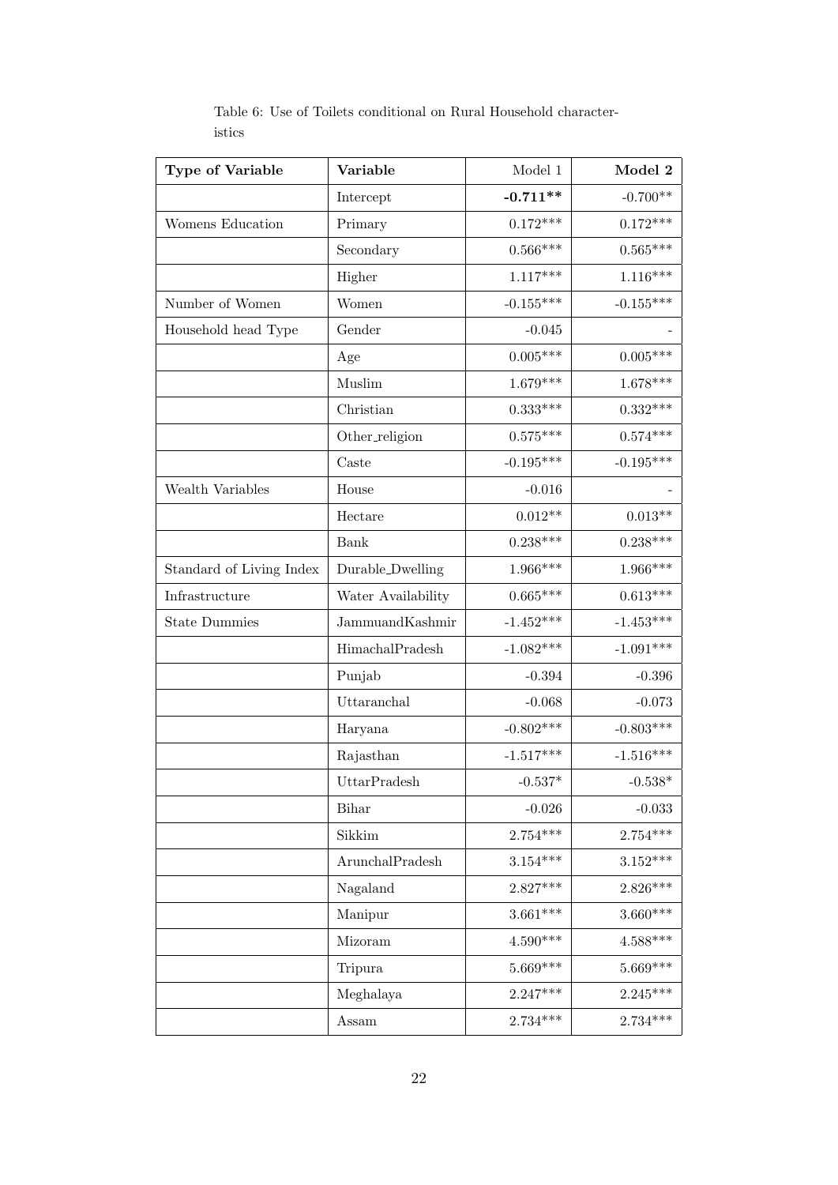Table 6: Use of Toilets conditional on Rural Household characteristics

| **Type of Variable** | **Variable** | Model 1 | **Model 2** |
|---|---|---|---|
| | Intercept | **-0.711**** | -0.700** |
| Womens Education | Primary | 0.172*** | 0.172*** |
| | Secondary | 0.566*** | 0.565*** |
| | Higher | 1.117*** | 1.116*** |
| Number of Women | Women | -0.155*** | -0.155*** |
| Household head Type | Gender | -0.045 | - |
| | Age | 0.005*** | 0.005*** |
| | Muslim | 1.679*** | 1.678*** |
| | Christian | 0.333*** | 0.332*** |
| | Other_religion | 0.575*** | 0.574*** |
| | Caste | -0.195*** | -0.195*** |
| Wealth Variables | House | -0.016 | - |
| | Hectare | 0.012** | 0.013** |
| | Bank | 0.238*** | 0.238*** |
| Standard of Living Index | Durable_Dwelling | 1.966*** | 1.966*** |
| Infrastructure | Water Availability | 0.665*** | 0.613*** |
| State Dummies | JammuandKashmir | -1.452*** | -1.453*** |
| | HimachalPradesh | -1.082*** | -1.091*** |
| | Punjab | -0.394 | -0.396 |
| | Uttaranchal | -0.068 | -0.073 |
| | Haryana | -0.802*** | -0.803*** |
| | Rajasthan | -1.517*** | -1.516*** |
| | UttarPradesh | -0.537* | -0.538* |
| | Bihar | -0.026 | -0.033 |
| | Sikkim | 2.754*** | 2.754*** |
| | ArunchalPradesh | 3.154*** | 3.152*** |
| | Nagaland | 2.827*** | 2.826*** |
| | Manipur | 3.661*** | 3.660*** |
| | Mizoram | 4.590*** | 4.588*** |
| | Tripura | 5.669*** | 5.669*** |
| | Meghalaya | 2.247*** | 2.245*** |
| | Assam | 2.734*** | 2.734*** |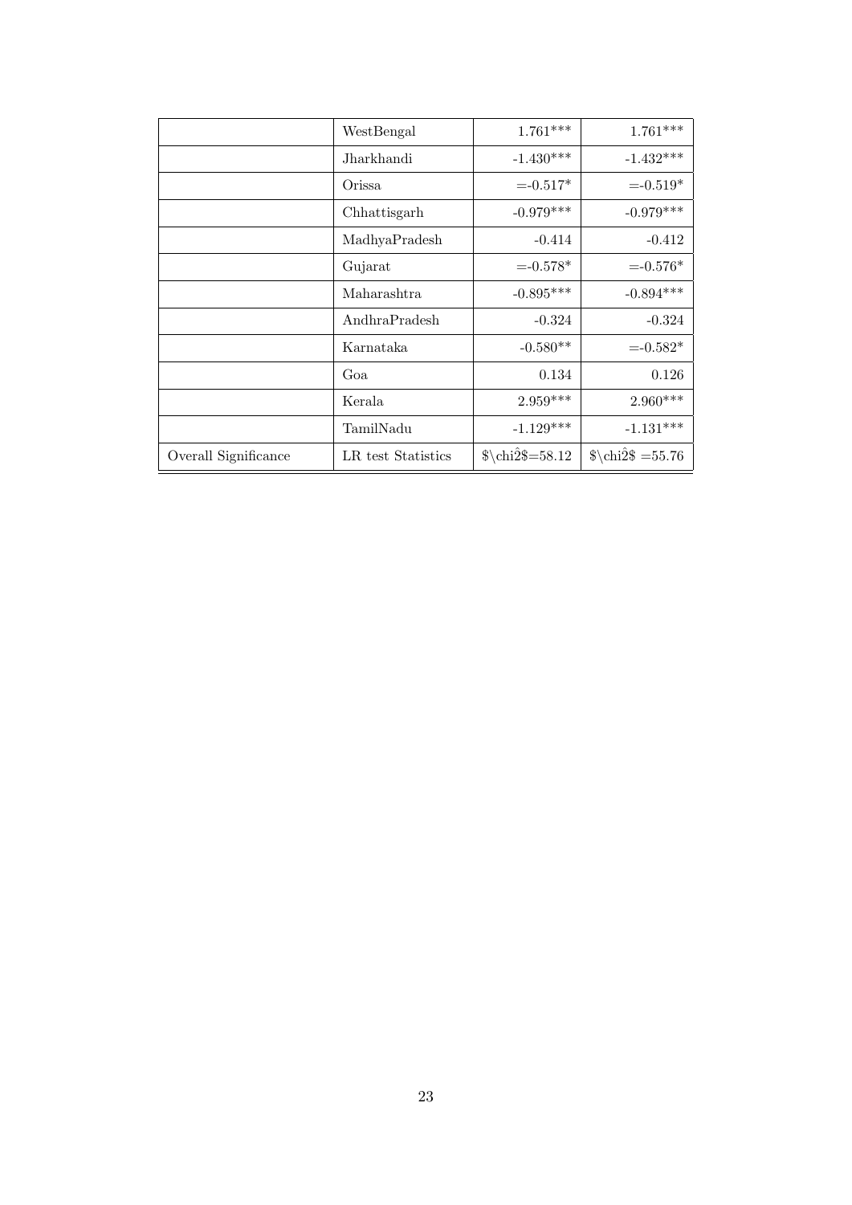| | | | |
|---|---|---|---|
| | WestBengal | 1.761*** | 1.761*** |
| | Jharkhandi | -1.430*** | -1.432*** |
| | Orissa | =-0.517* | =-0.519* |
| | Chhattisgarh | -0.979*** | -0.979*** |
| | MadhyaPradesh | -0.414 | -0.412 |
| | Gujarat | =-0.578* | =-0.576* |
| | Maharashtra | -0.895*** | -0.894*** |
| | AndhraPradesh | -0.324 | -0.324 |
| | Karnataka | -0.580** | =-0.582* |
| | Goa | 0.134 | 0.126 |
| | Kerala | 2.959*** | 2.960*** |
| | TamilNadu | -1.129*** | -1.131*** |
| Overall Significance | LR test Statistics | $\chi^2$=58.12 | $\chi^2$ =55.76 |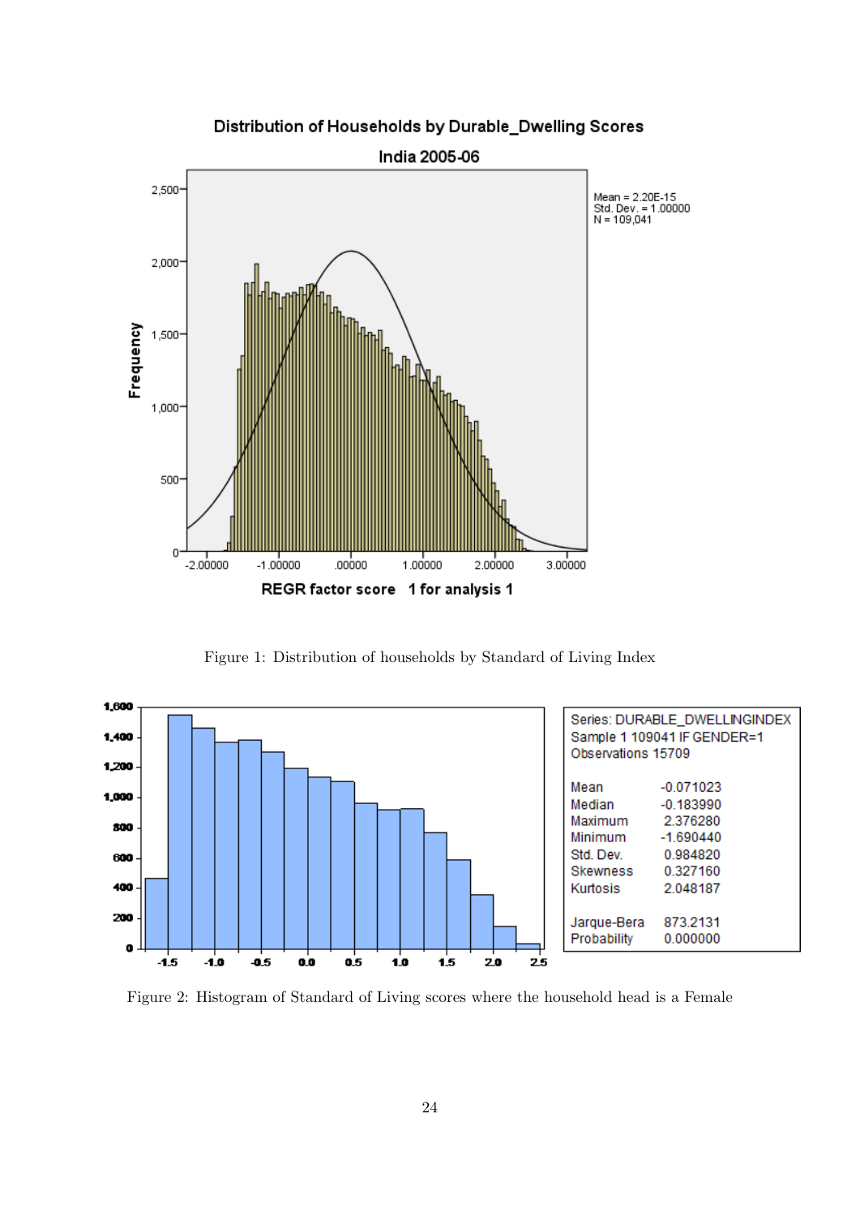Figure 1: Distribution of households by Standard of Living Index

Figure 2: Histogram of Standard of Living scores where the household head is a Female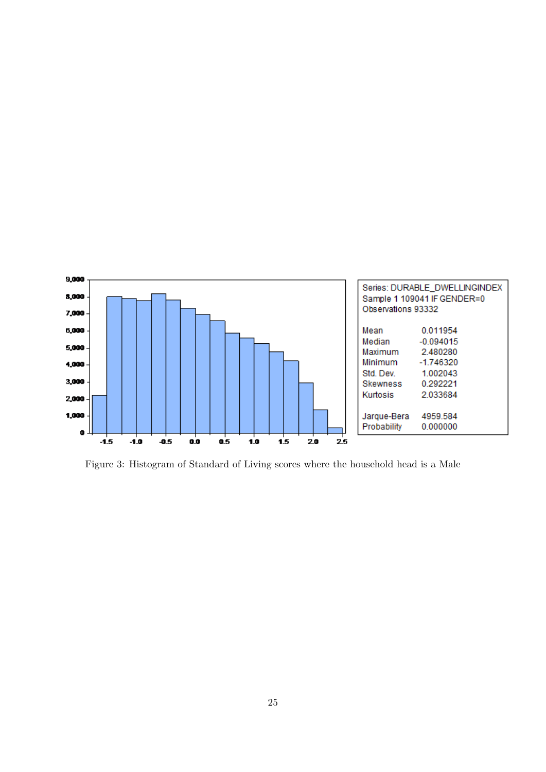9,000
8,000
7,000
6,000
5,000
4,000
3,000
2,000
1,000
0

-1.5 -1.0 -0.5 0.0 0.5 1.0 1.5 2.0 2.5

Series: DURABLE_DWELLINGINDEX
Sample 1 109041 IF GENDER=0
Observations 93332

Mean 0.011954
Median -0.094015
Maximum 2.480280
Minimum -1.746320
Std. Dev. 1.002043
Skewness 0.292221
Kurtosis 2.033684

Jarque-Bera 4959.584
Probability 0.000000

Figure 3: Histogram of Standard of Living scores where the household head is a Male